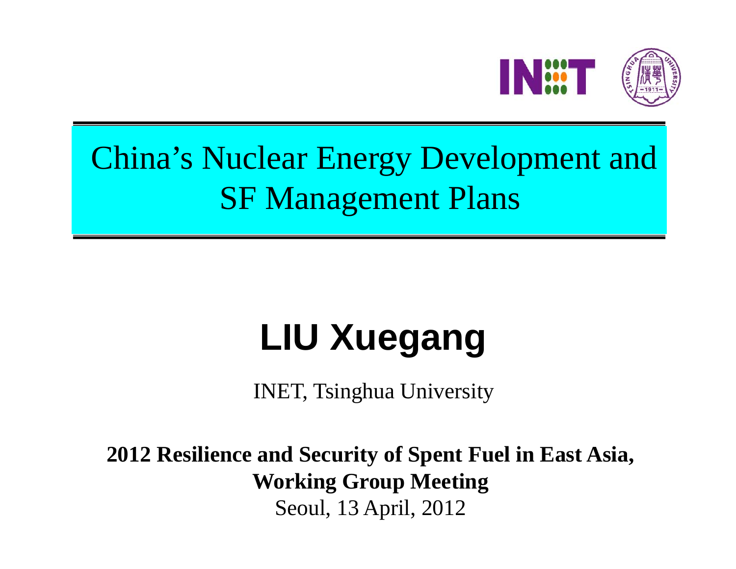# China's Nuclear Energy Development and SF Management Plans

## LIU Xuegang

INET, Tsinghua University

**2012 Resilience and Security of Spent Fuel in East Asia, Working Group Meeting**

Seoul, 13 April, 2012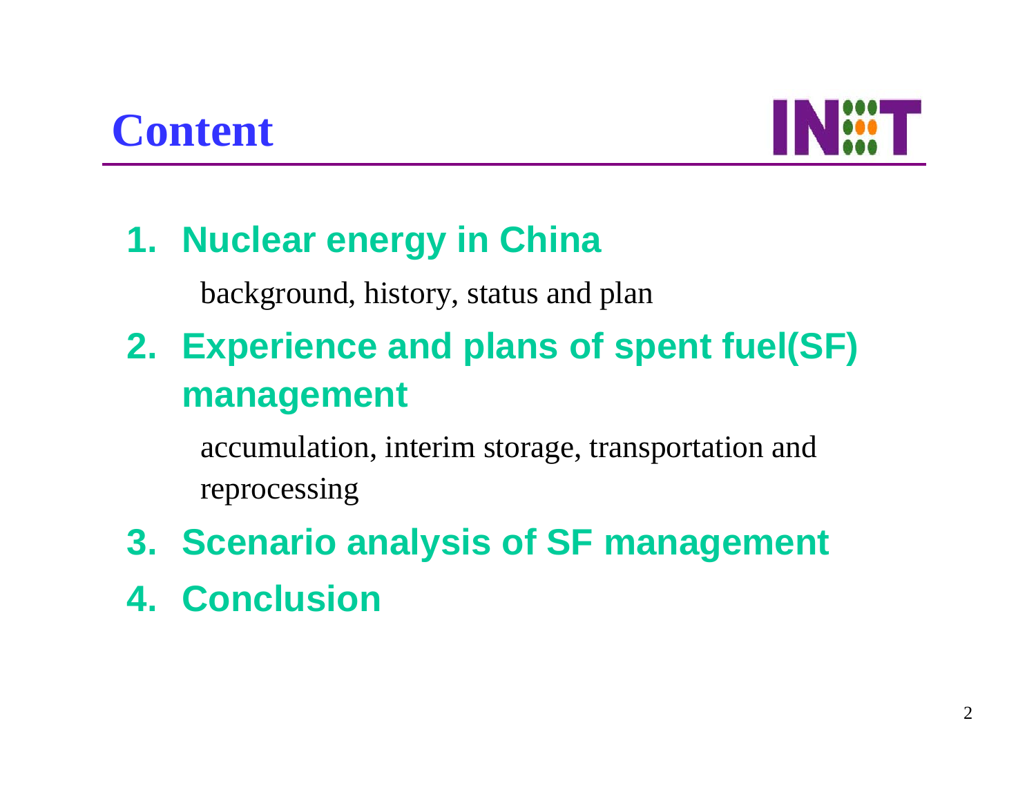# Content

1. **Nuclear energy in China**

   background, history, status and plan

2. **Experience and plans of spent fuel(SF) management**

   accumulation, interim storage, transportation and reprocessing

3. **Scenario analysis of SF management**
4. **Conclusion**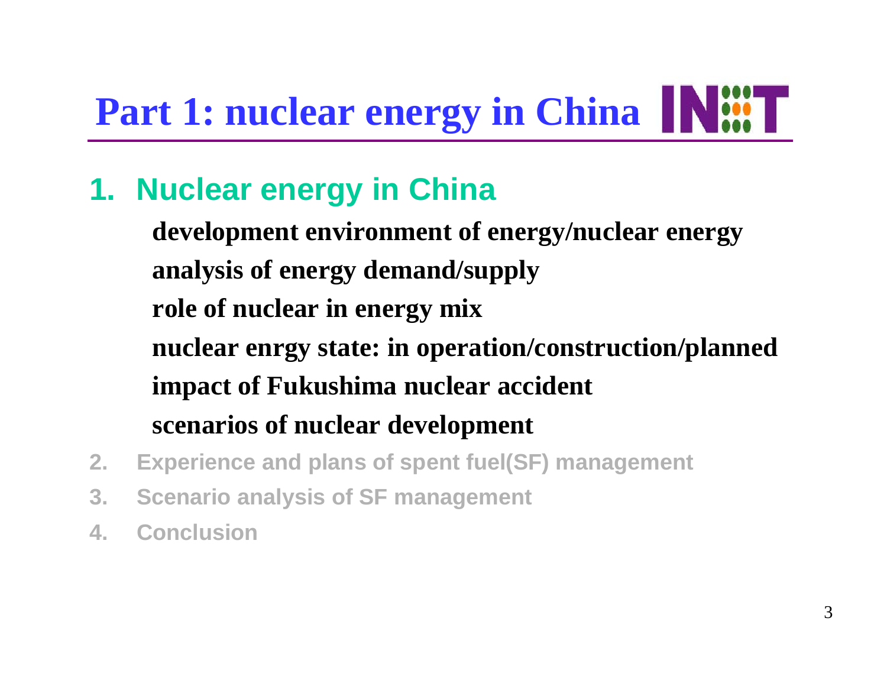# Part 1: nuclear energy in China

1. **Nuclear energy in China**
   - **development environment of energy/nuclear energy**
   - **analysis of energy demand/supply**
   - **role of nuclear in energy mix**
   - **nuclear enrgy state: in operation/construction/planned**
   - **impact of Fukushima nuclear accident**
   - **scenarios of nuclear development**
2. Experience and plans of spent fuel(SF) management
3. Scenario analysis of SF management
4. Conclusion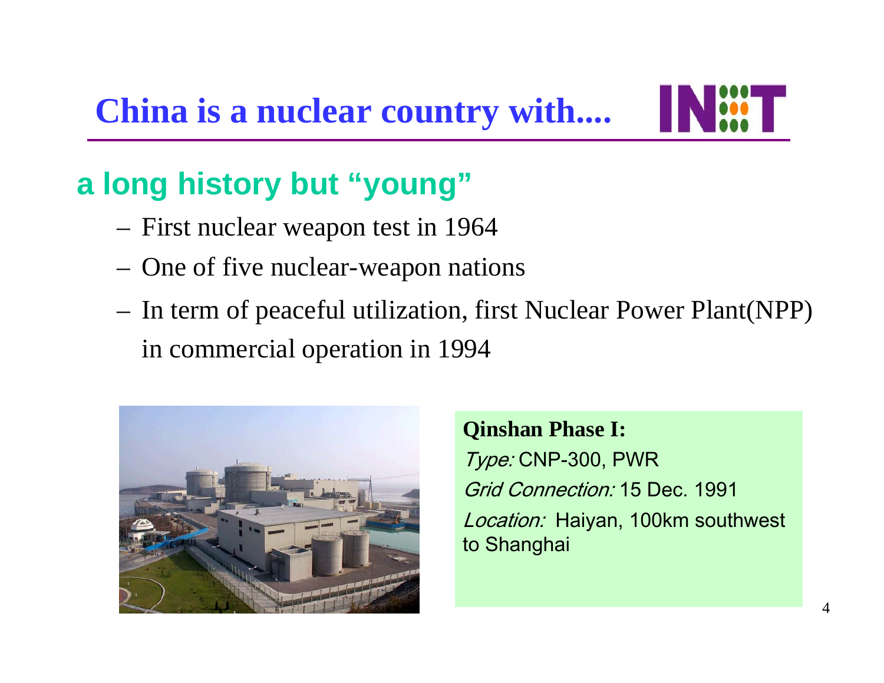# China is a nuclear country with....

## a long history but "young"

- First nuclear weapon test in 1964
- One of five nuclear-weapon nations
- In term of peaceful utilization, first Nuclear Power Plant(NPP) in commercial operation in 1994

**Qinshan Phase I:**

*Type:* CNP-300, PWR

*Grid Connection:* 15 Dec. 1991

*Location:* Haiyan, 100km southwest to Shanghai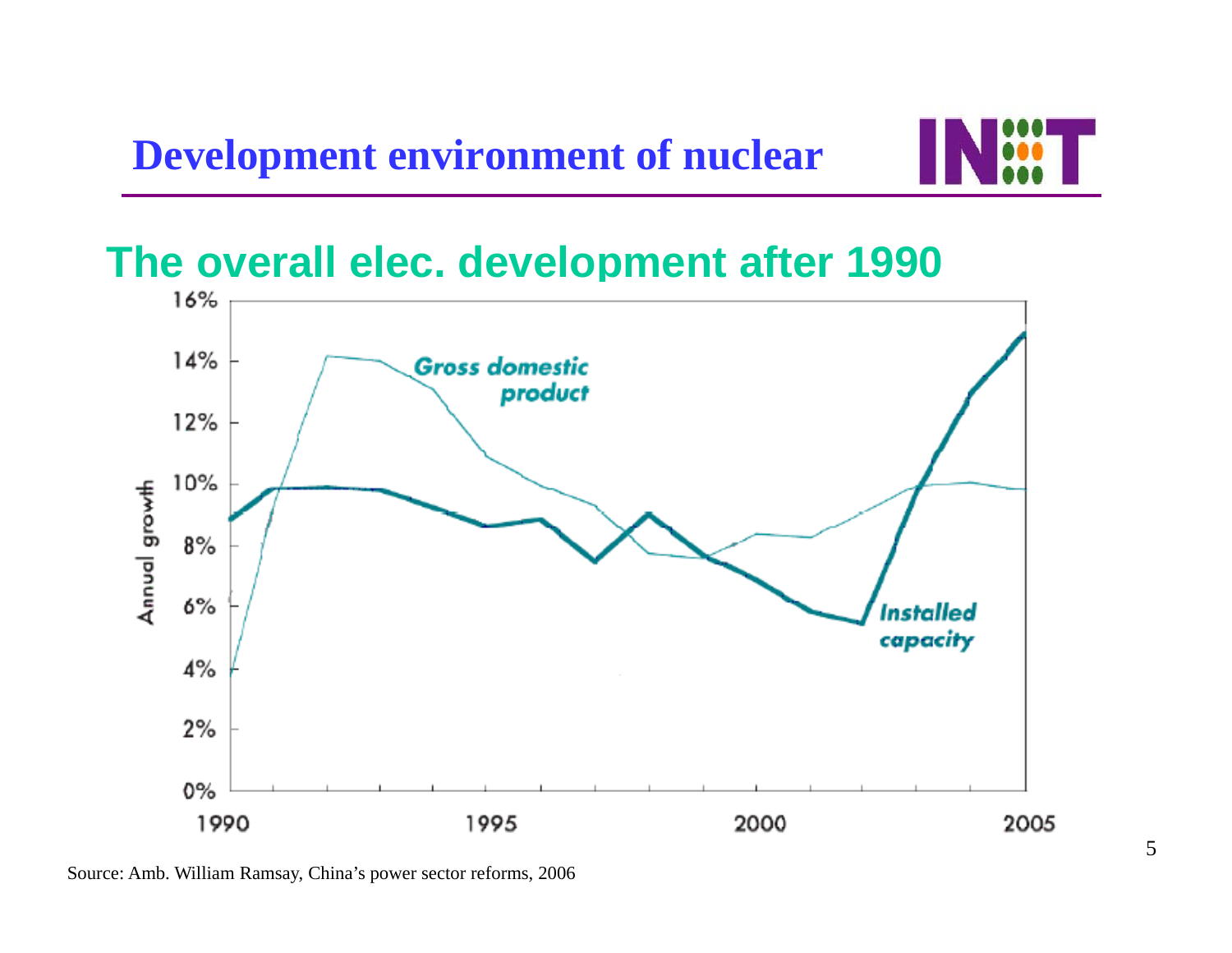# Development environment of nuclear

## The overall elec. development after 1990

16%
14%
12%
10%
8%
6%
4%
2%
0%

Annual growth

Gross domestic product

Installed capacity

1990
1995
2000
2005

Source: Amb. William Ramsay, China's power sector reforms, 2006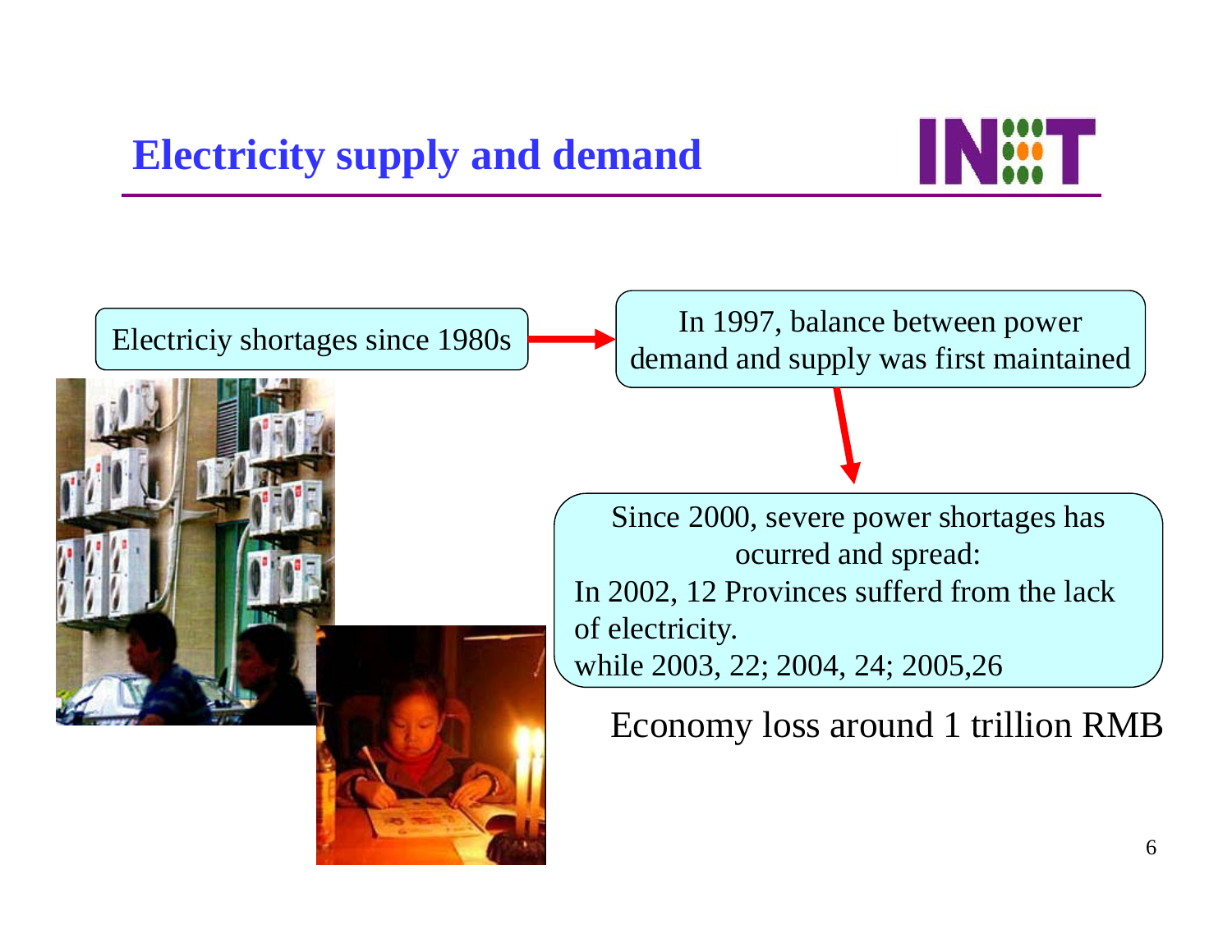## Electricity supply and demand

Electriciy shortages since 1980s

In 1997, balance between power demand and supply was first maintained

Since 2000, severe power shortages has ocurred and spread:
In 2002, 12 Provinces sufferd from the lack of electricity.
while 2003, 22; 2004, 24; 2005,26

Economy loss around 1 trillion RMB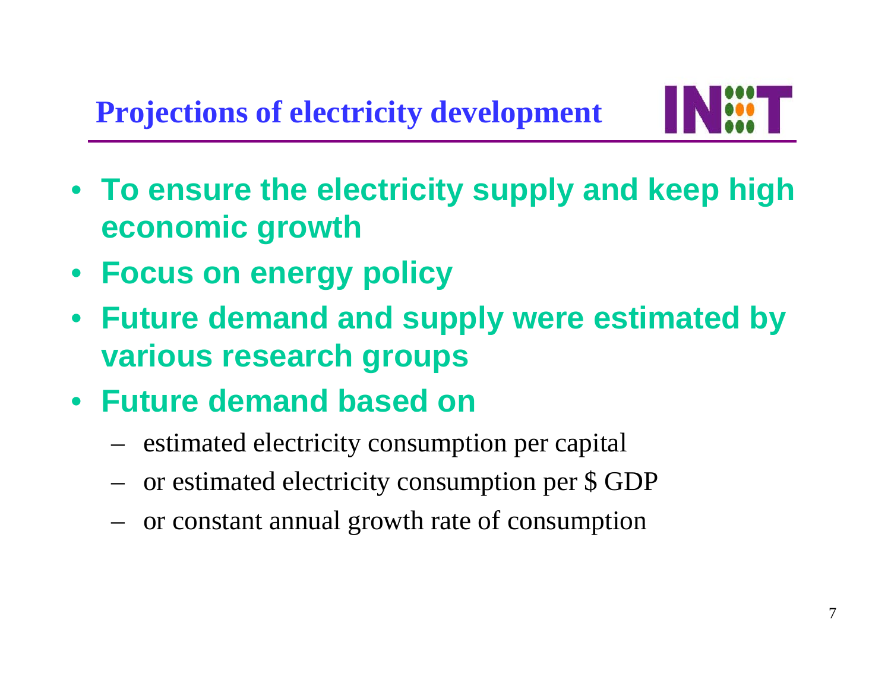# Projections of electricity development

- **To ensure the electricity supply and keep high economic growth**
- **Focus on energy policy**
- **Future demand and supply were estimated by various research groups**
- **Future demand based on**
  - estimated electricity consumption per capital
  - or estimated electricity consumption per $ GDP
  - or constant annual growth rate of consumption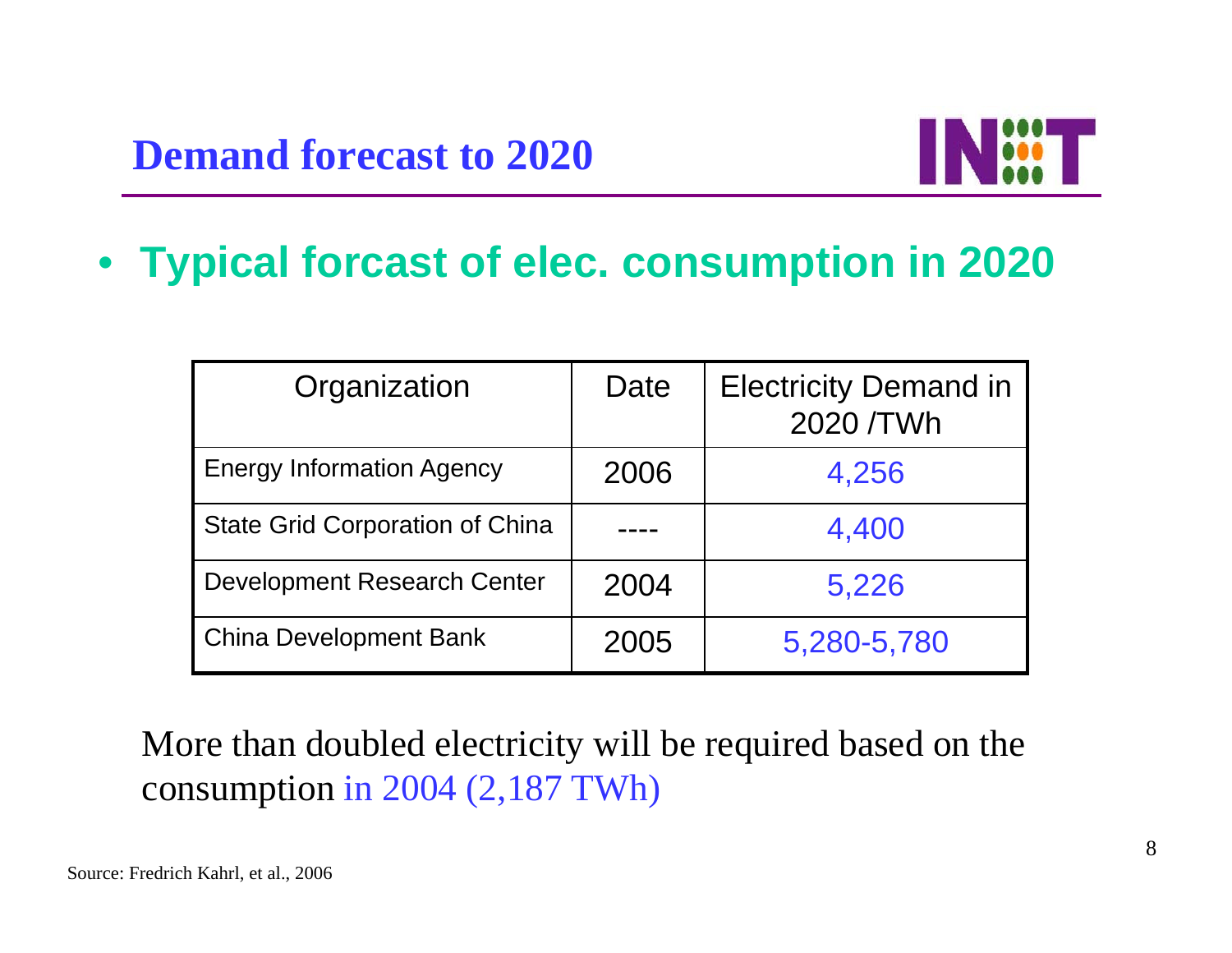## Demand forecast to 2020

- **Typical forcast of elec. consumption in 2020**

| Organization | Date | Electricity Demand in 2020 /TWh |
|---|---|---|
| Energy Information Agency | 2006 | 4,256 |
| State Grid Corporation of China | ---- | 4,400 |
| Development Research Center | 2004 | 5,226 |
| China Development Bank | 2005 | 5,280-5,780 |

More than doubled electricity will be required based on the consumption in 2004 (2,187 TWh)

Source: Fredrich Kahrl, et al., 2006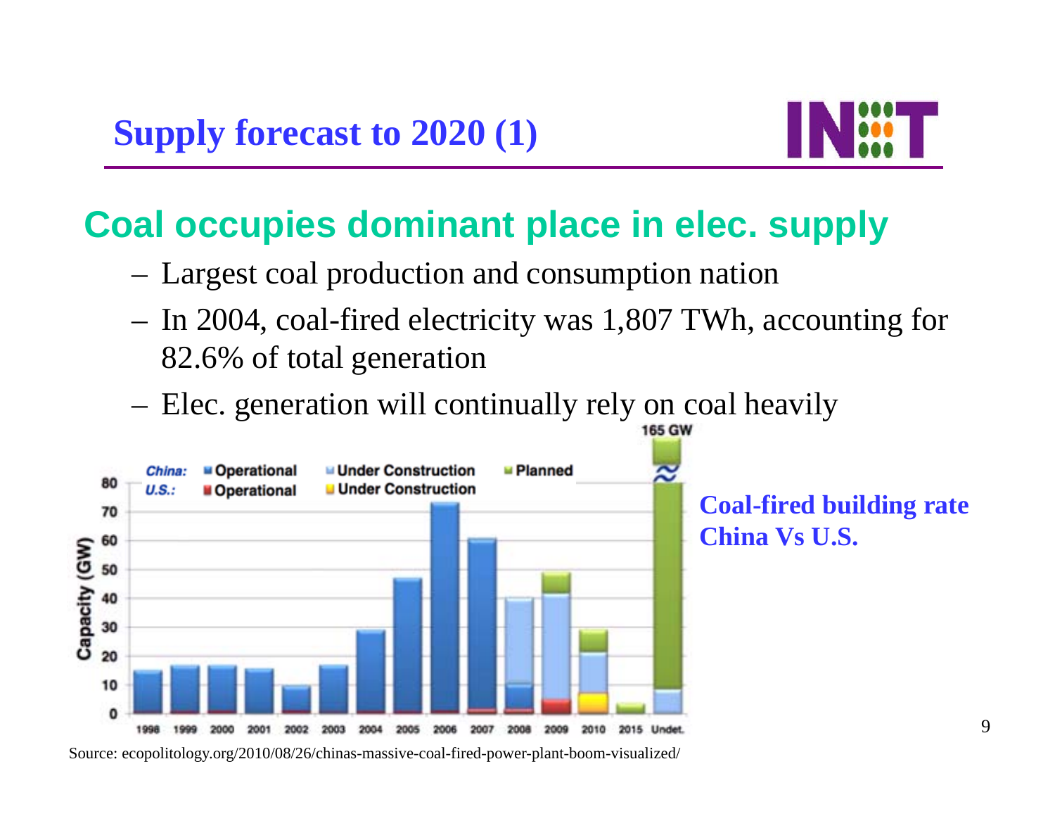## Supply forecast to 2020 (1)

### Coal occupies dominant place in elec. supply

- Largest coal production and consumption nation
- In 2004, coal-fired electricity was 1,807 TWh, accounting for 82.6% of total generation
- Elec. generation will continually rely on coal heavily

165 GW

China: Operational Under Construction Planned
U.S.: Operational Under Construction

Capacity (GW)

80
70
60
50
40
30
20
10
0

1998 1999 2000 2001 2002 2003 2004 2005 2006 2007 2008 2009 2010 2015 Undet.

**Coal-fired building rate China Vs U.S.**

Source: ecopolitology.org/2010/08/26/chinas-massive-coal-fired-power-plant-boom-visualized/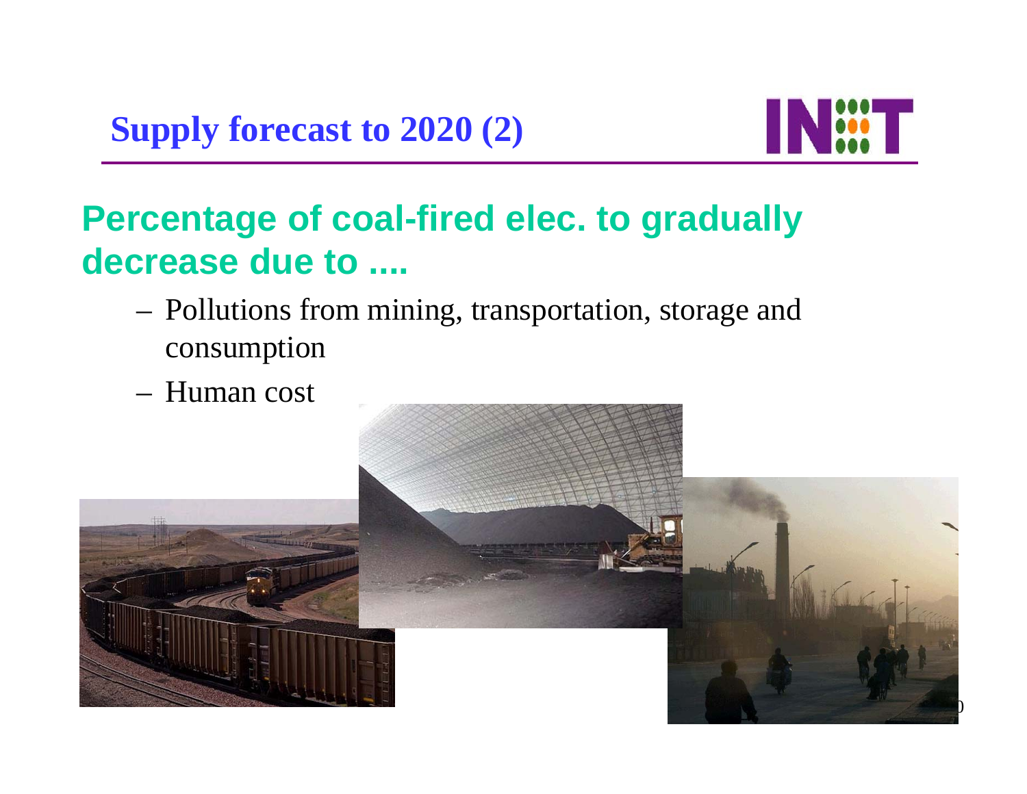# Supply forecast to 2020 (2)

## Percentage of coal-fired elec. to gradually decrease due to ....

- Pollutions from mining, transportation, storage and consumption
- Human cost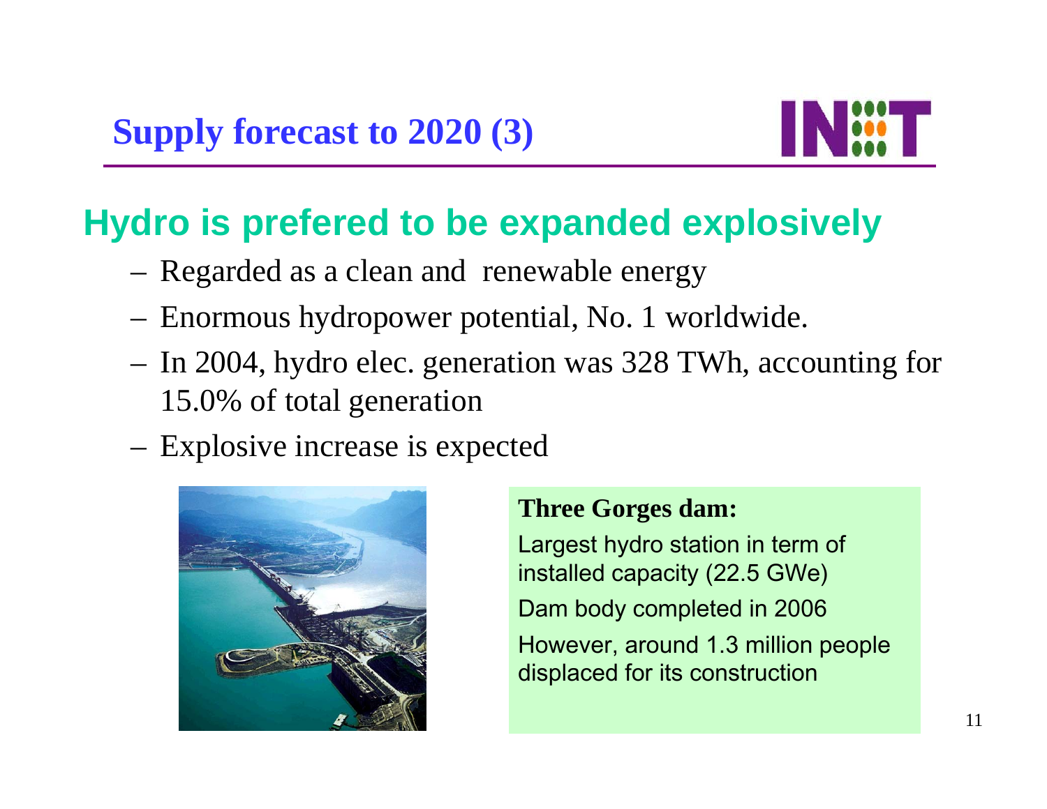# Supply forecast to 2020 (3)

## Hydro is prefered to be expanded explosively

- Regarded as a clean and renewable energy
- Enormous hydropower potential, No. 1 worldwide.
- In 2004, hydro elec. generation was 328 TWh, accounting for 15.0% of total generation
- Explosive increase is expected

**Three Gorges dam:**

Largest hydro station in term of installed capacity (22.5 GWe)

Dam body completed in 2006

However, around 1.3 million people displaced for its construction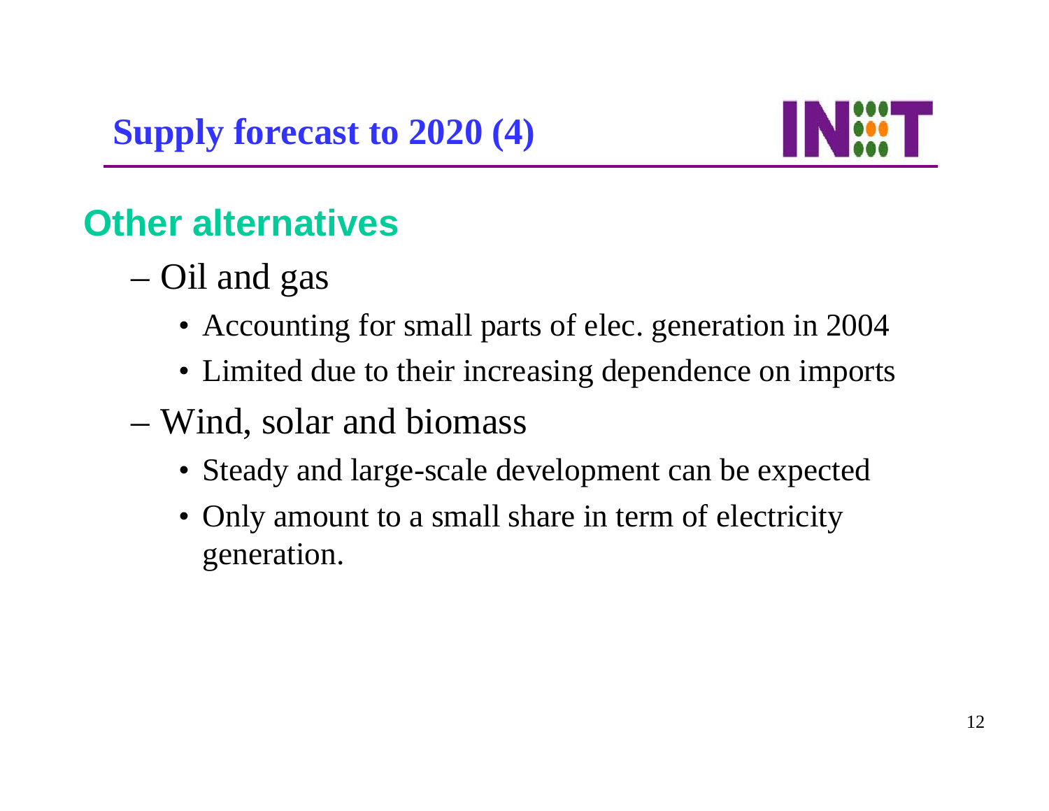# Supply forecast to 2020 (4)

## Other alternatives

- Oil and gas
  - Accounting for small parts of elec. generation in 2004
  - Limited due to their increasing dependence on imports
- Wind, solar and biomass
  - Steady and large-scale development can be expected
  - Only amount to a small share in term of electricity generation.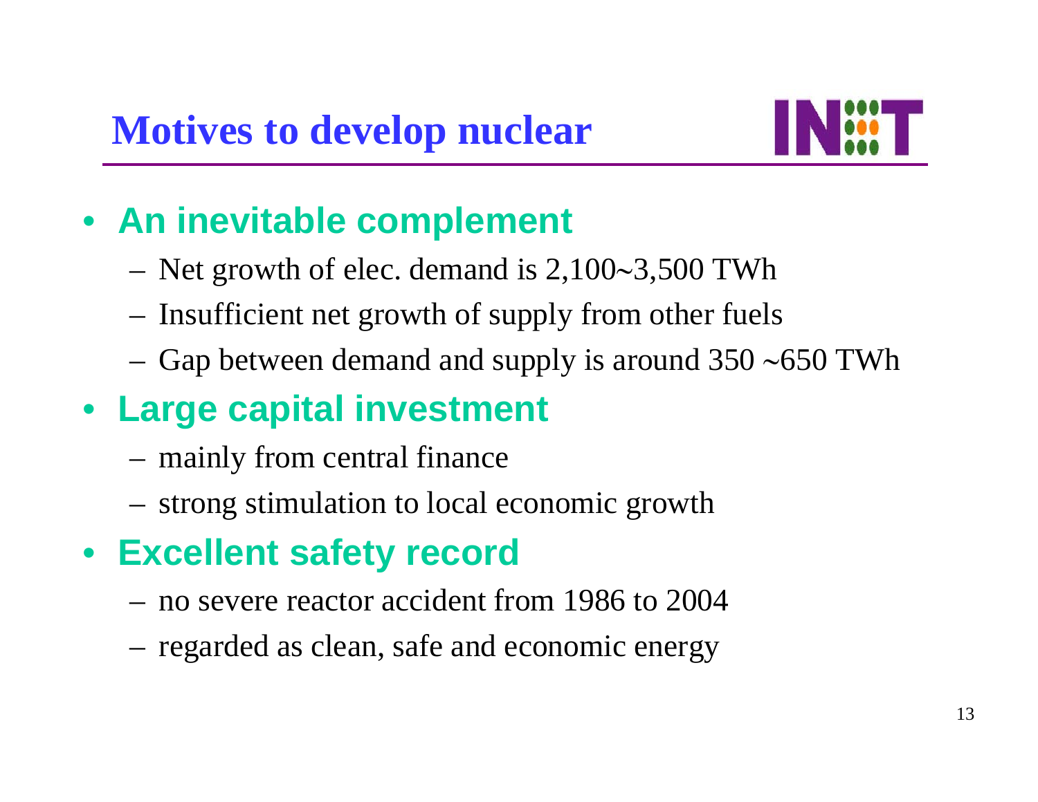# Motives to develop nuclear

- **An inevitable complement**
  - Net growth of elec. demand is 2,100~3,500 TWh
  - Insufficient net growth of supply from other fuels
  - Gap between demand and supply is around 350 ~650 TWh
- **Large capital investment**
  - mainly from central finance
  - strong stimulation to local economic growth
- **Excellent safety record**
  - no severe reactor accident from 1986 to 2004
  - regarded as clean, safe and economic energy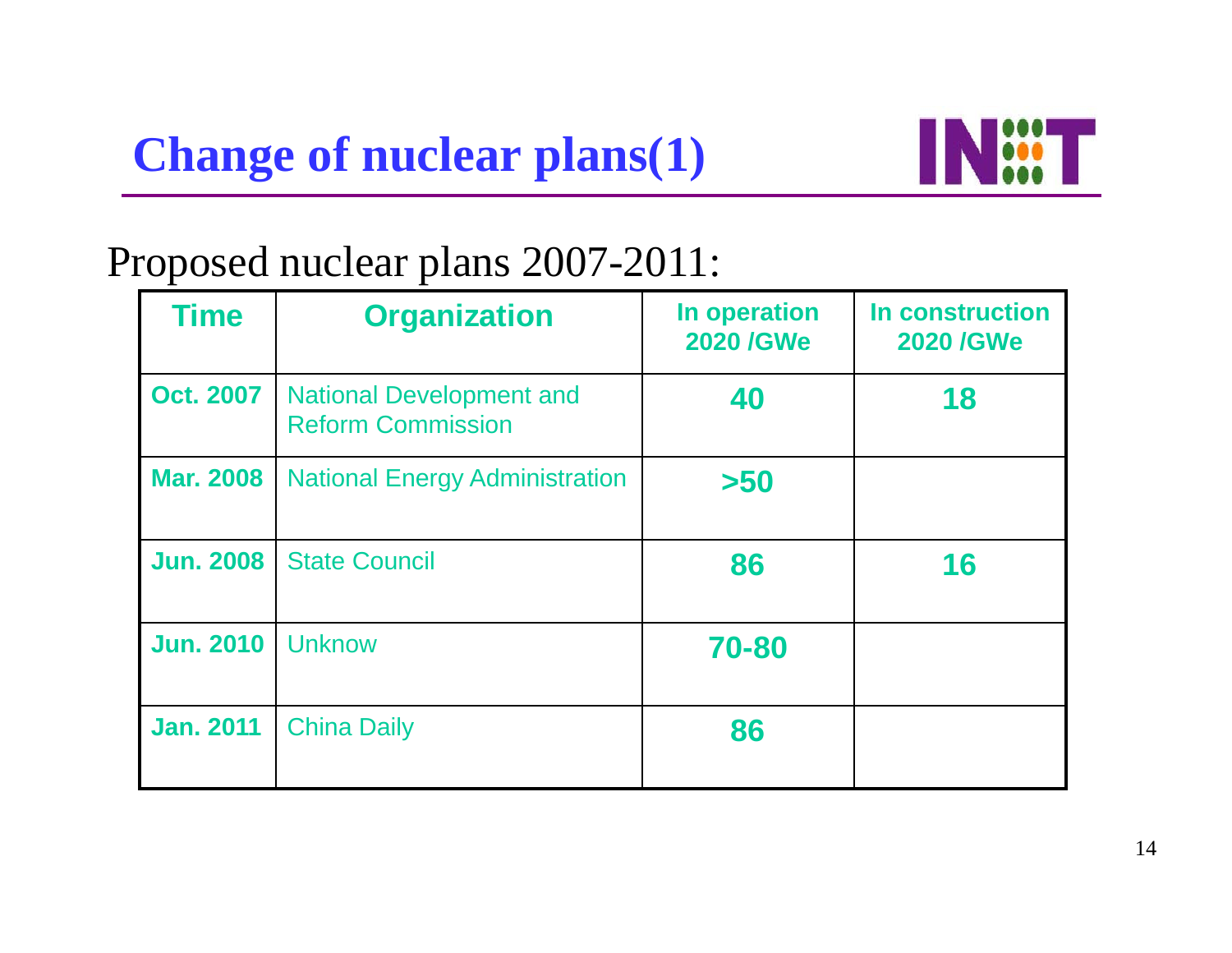# Change of nuclear plans(1)

Proposed nuclear plans 2007-2011:

| Time | Organization | In operation 2020 /GWe | In construction 2020 /GWe |
|---|---|---|---|
| Oct. 2007 | National Development and Reform Commission | 40 | 18 |
| Mar. 2008 | National Energy Administration | >50 | |
| Jun. 2008 | State Council | 86 | 16 |
| Jun. 2010 | Unknow | 70-80 | |
| Jan. 2011 | China Daily | 86 | |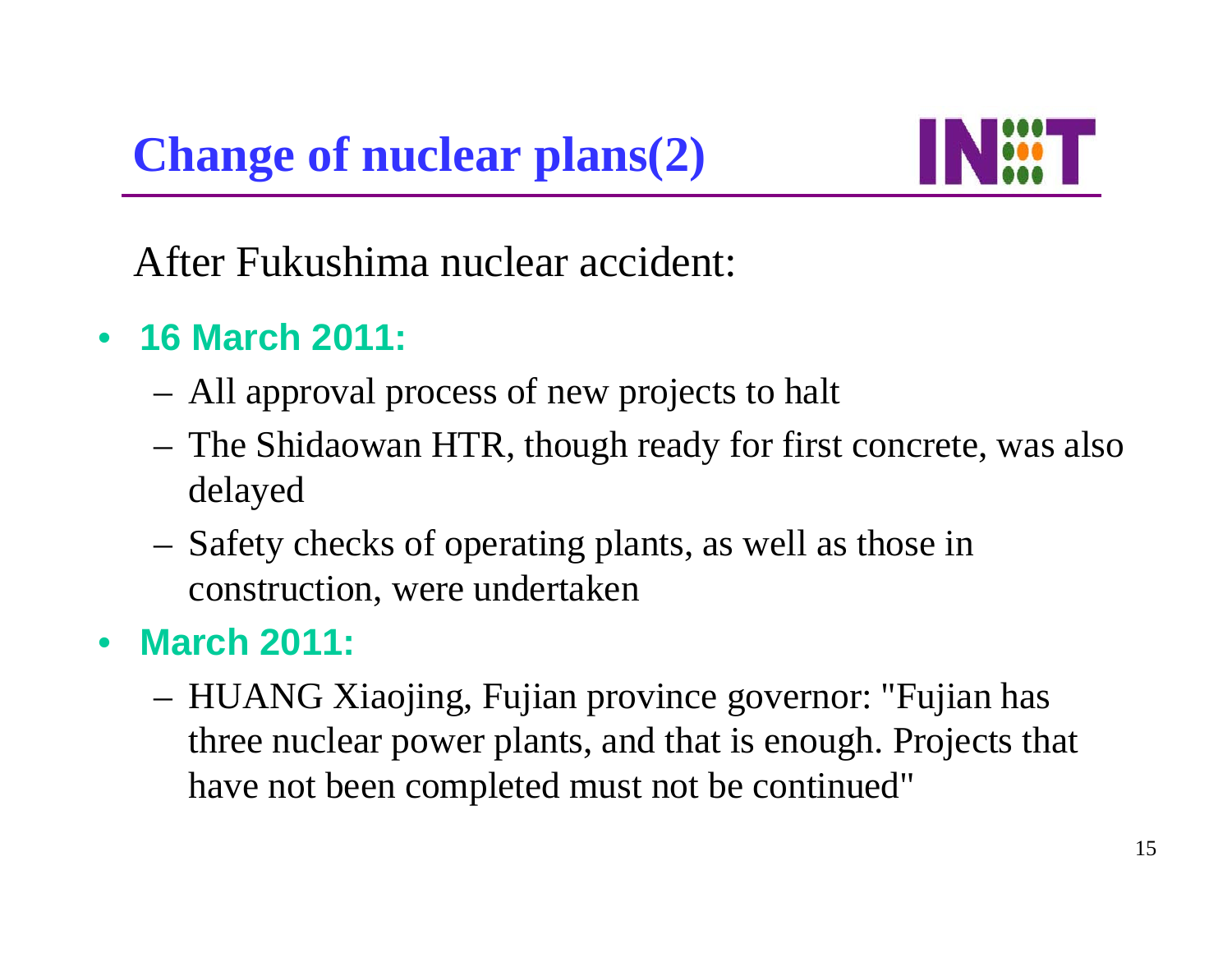# Change of nuclear plans(2)

After Fukushima nuclear accident:

- **16 March 2011:**
  - All approval process of new projects to halt
  - The Shidaowan HTR, though ready for first concrete, was also delayed
  - Safety checks of operating plants, as well as those in construction, were undertaken
- **March 2011:**
  - HUANG Xiaojing, Fujian province governor: "Fujian has three nuclear power plants, and that is enough. Projects that have not been completed must not be continued"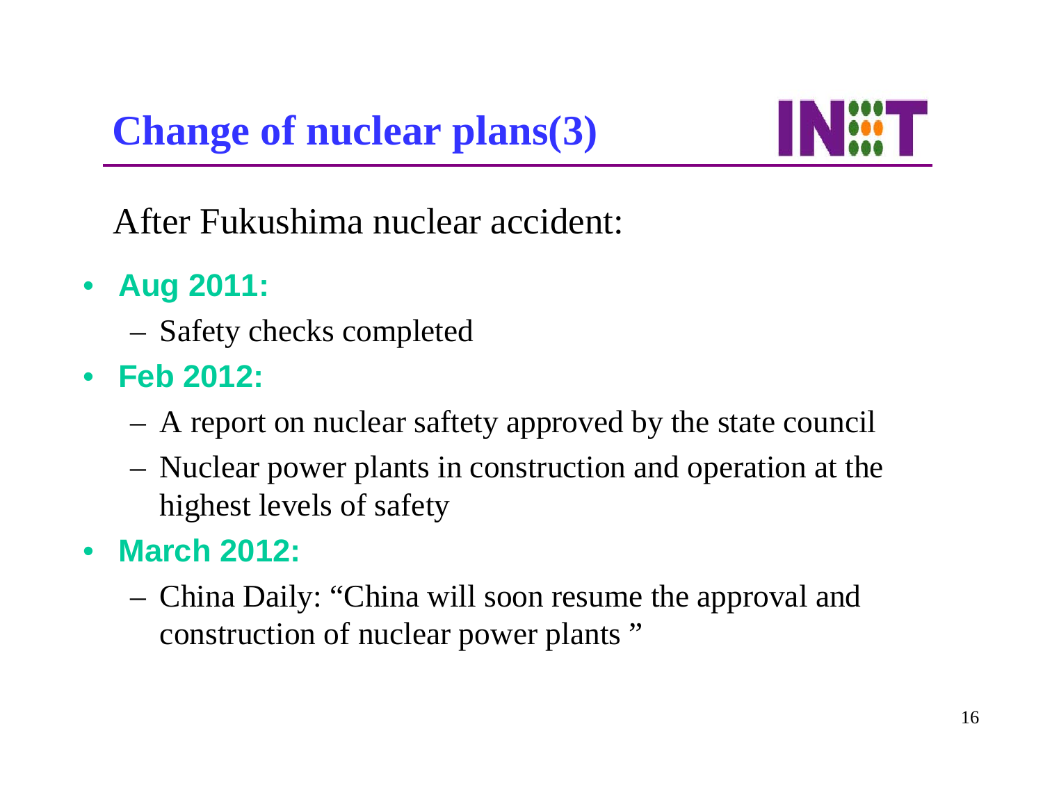# Change of nuclear plans(3)

After Fukushima nuclear accident:

- **Aug 2011:**
  - Safety checks completed
- **Feb 2012:**
  - A report on nuclear saftety approved by the state council
  - Nuclear power plants in construction and operation at the highest levels of safety
- **March 2012:**
  - China Daily: "China will soon resume the approval and construction of nuclear power plants "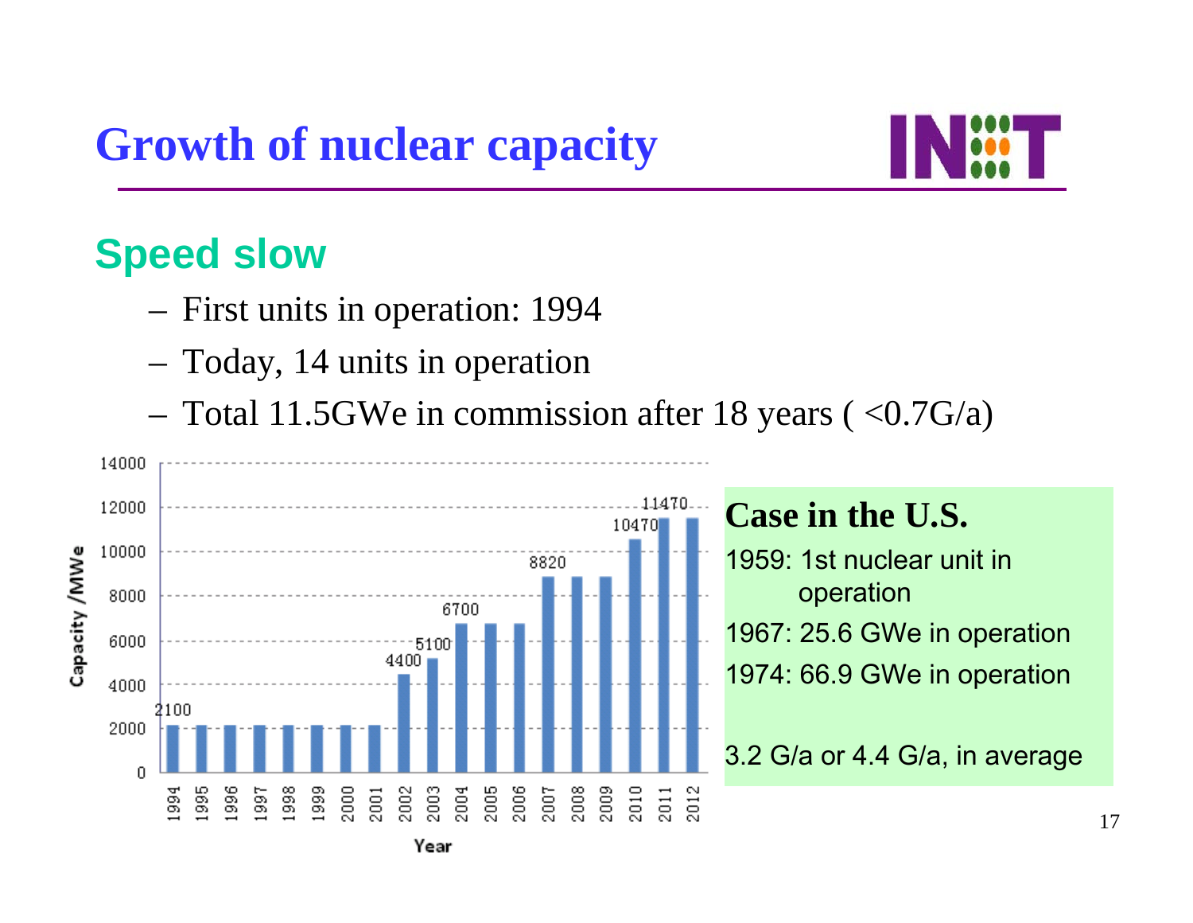# Growth of nuclear capacity

## Speed slow

- First units in operation: 1994
- Today, 14 units in operation
- Total 11.5GWe in commission after 18 years ( <0.7G/a)

Capacity /MWe

14000
12000
10000
8000
6000
4000
2000
0

2100
4400
5100
6700
8820
10470
11470

1994 1995 1996 1997 1998 1999 2000 2001 2002 2003 2004 2005 2006 2007 2008 2009 2010 2011 2012

Year

**Case in the U.S.**

1959: 1st nuclear unit in operation

1967: 25.6 GWe in operation

1974: 66.9 GWe in operation

3.2 G/a or 4.4 G/a, in average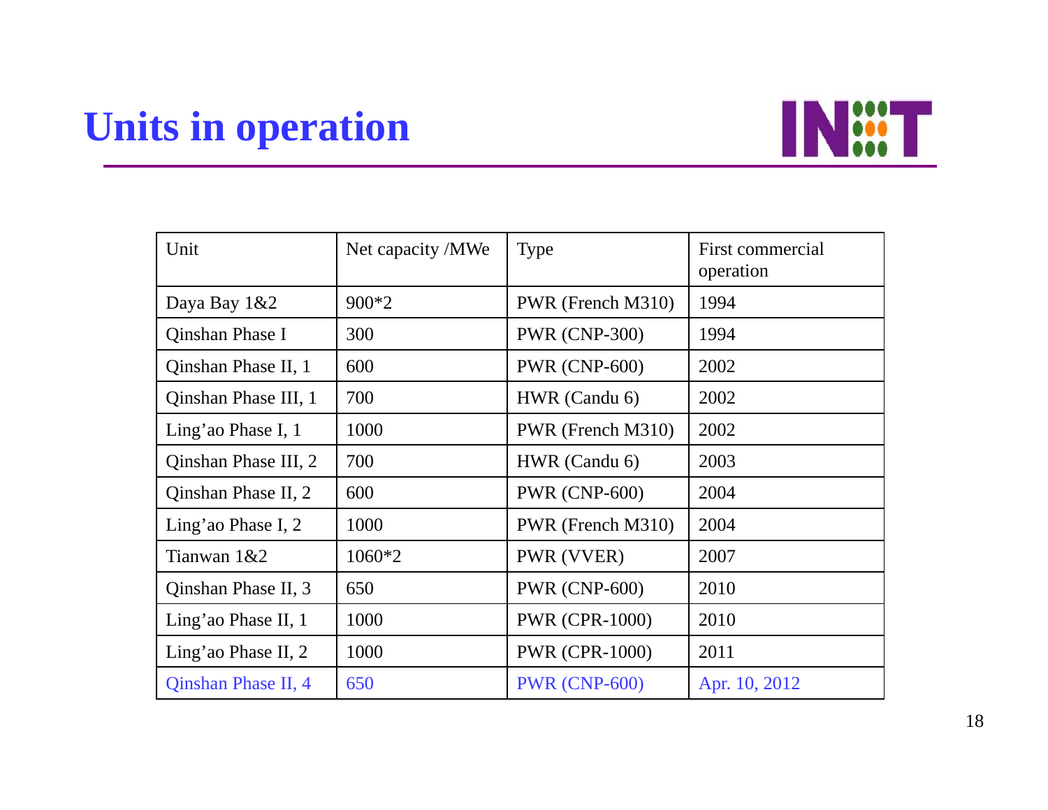# Units in operation

| Unit | Net capacity /MWe | Type | First commercial operation |
|---|---|---|---|
| Daya Bay 1&2 | 900*2 | PWR (French M310) | 1994 |
| Qinshan Phase I | 300 | PWR (CNP-300) | 1994 |
| Qinshan Phase II, 1 | 600 | PWR (CNP-600) | 2002 |
| Qinshan Phase III, 1 | 700 | HWR (Candu 6) | 2002 |
| Ling'ao Phase I, 1 | 1000 | PWR (French M310) | 2002 |
| Qinshan Phase III, 2 | 700 | HWR (Candu 6) | 2003 |
| Qinshan Phase II, 2 | 600 | PWR (CNP-600) | 2004 |
| Ling'ao Phase I, 2 | 1000 | PWR (French M310) | 2004 |
| Tianwan 1&2 | 1060*2 | PWR (VVER) | 2007 |
| Qinshan Phase II, 3 | 650 | PWR (CNP-600) | 2010 |
| Ling'ao Phase II, 1 | 1000 | PWR (CPR-1000) | 2010 |
| Ling'ao Phase II, 2 | 1000 | PWR (CPR-1000) | 2011 |
| Qinshan Phase II, 4 | 650 | PWR (CNP-600) | Apr. 10, 2012 |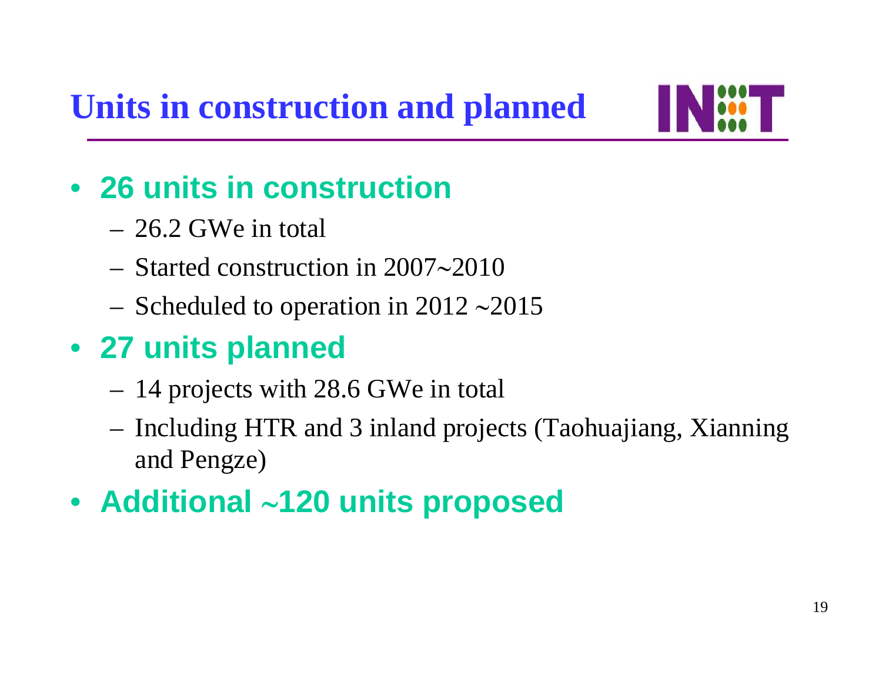# Units in construction and planned

- **26 units in construction**
  - 26.2 GWe in total
  - Started construction in 2007~2010
  - Scheduled to operation in 2012 ~2015
- **27 units planned**
  - 14 projects with 28.6 GWe in total
  - Including HTR and 3 inland projects (Taohuajiang, Xianning and Pengze)
- **Additional ~120 units proposed**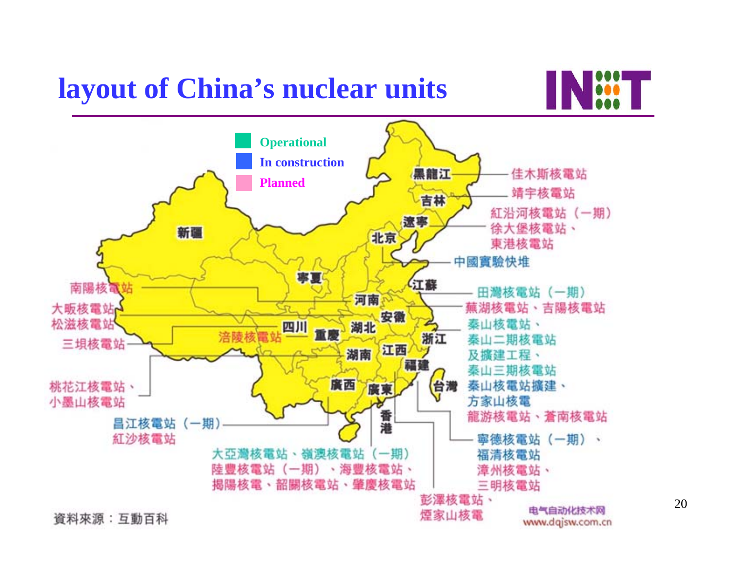# layout of China's nuclear units

Operational

In construction

Planned

黑龍江 — 佳木斯核電站

吉林 — 靖宇核電站

遼寧 — 紅沿河核電站（一期）、徐大堡核電站、東港核電站

北京 — 中國實驗快堆

江蘇 — 田灣核電站（一期）

蕪湖核電站、吉陽核電站

浙江 — 秦山核電站、秦山二期核電站及擴建工程、秦山三期核電站、秦山核電站擴建、方家山核電

龍游核電站、蒼南核電站

福建 — 寧德核電站（一期）、福清核電站、漳州核電站、三明核電站

彭澤核電站、煙家山核電

廣東 — 大亞灣核電站、嶺澳核電站（一期）、陸豐核電站（一期）、海豐核電站、揭陽核電、韶關核電站、肇慶核電站

昌江核電站（一期）、紅沙核電站

桃花江核電站、小墨山核電站

三垻核電站

涪陵核電站

大畈核電站、松滋核電站

南陽核電站

新疆、寧夏、河南、安徽、四川、重慶、湖北、湖南、江西、廣西、香港、台灣

資料來源：互動百科

电气自动化技术网 www.dqjsw.com.cn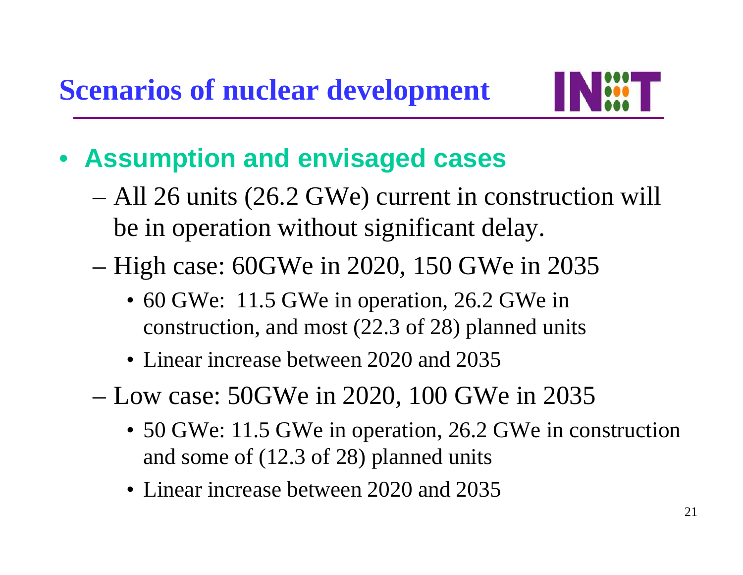# Scenarios of nuclear development

- **Assumption and envisaged cases**
  - All 26 units (26.2 GWe) current in construction will be in operation without significant delay.
  - High case: 60GWe in 2020, 150 GWe in 2035
    - 60 GWe: 11.5 GWe in operation, 26.2 GWe in construction, and most (22.3 of 28) planned units
    - Linear increase between 2020 and 2035
  - Low case: 50GWe in 2020, 100 GWe in 2035
    - 50 GWe: 11.5 GWe in operation, 26.2 GWe in construction and some of (12.3 of 28) planned units
    - Linear increase between 2020 and 2035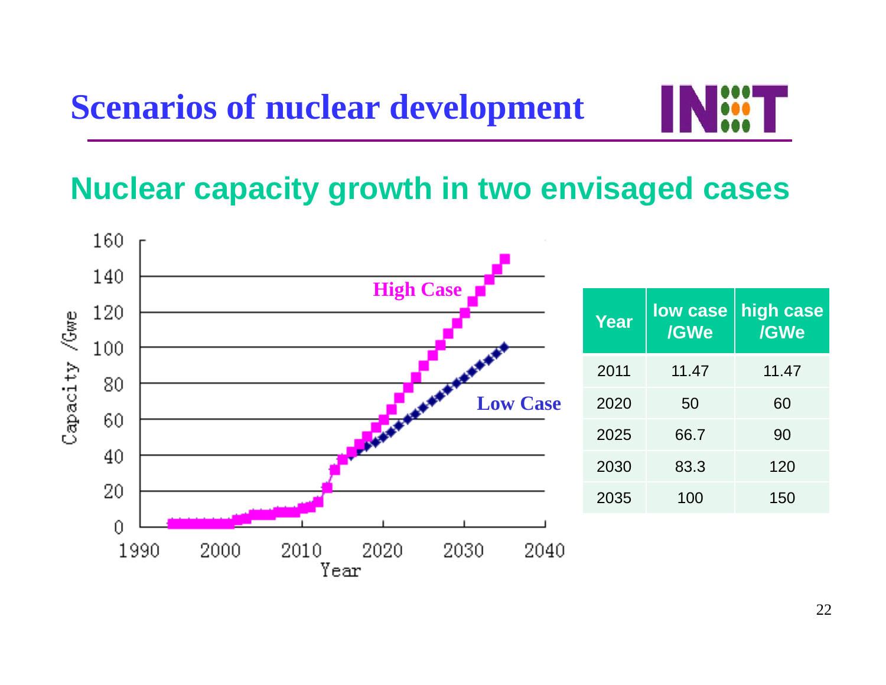# Scenarios of nuclear development

## Nuclear capacity growth in two envisaged cases

| Year | low case /GWe | high case /GWe |
|---|---|---|
| 2011 | 11.47 | 11.47 |
| 2020 | 50 | 60 |
| 2025 | 66.7 | 90 |
| 2030 | 83.3 | 120 |
| 2035 | 100 | 150 |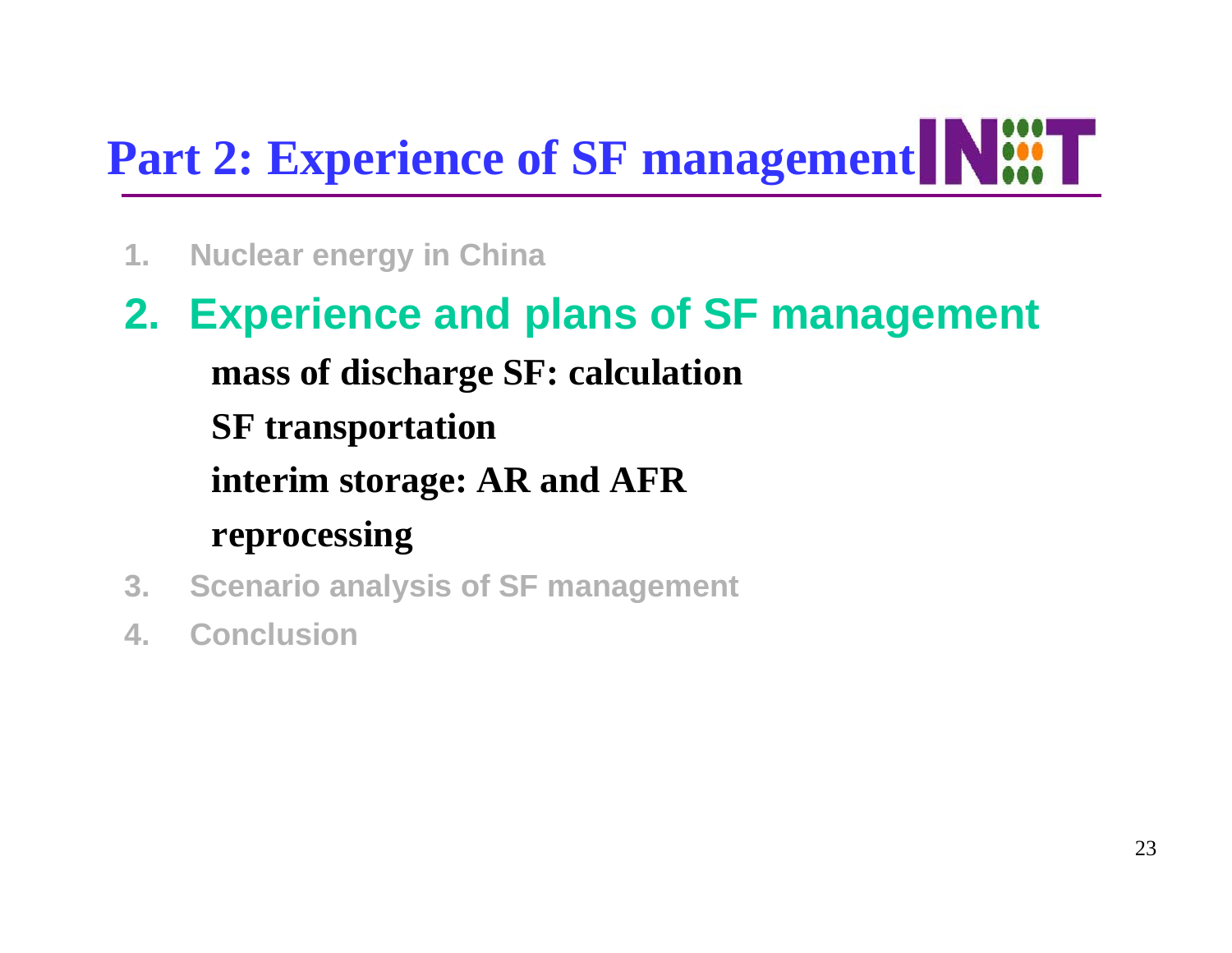# Part 2: Experience of SF management

1. Nuclear energy in China
2. **Experience and plans of SF management**
   - **mass of discharge SF: calculation**
   - **SF transportation**
   - **interim storage: AR and AFR**
   - **reprocessing**
3. Scenario analysis of SF management
4. Conclusion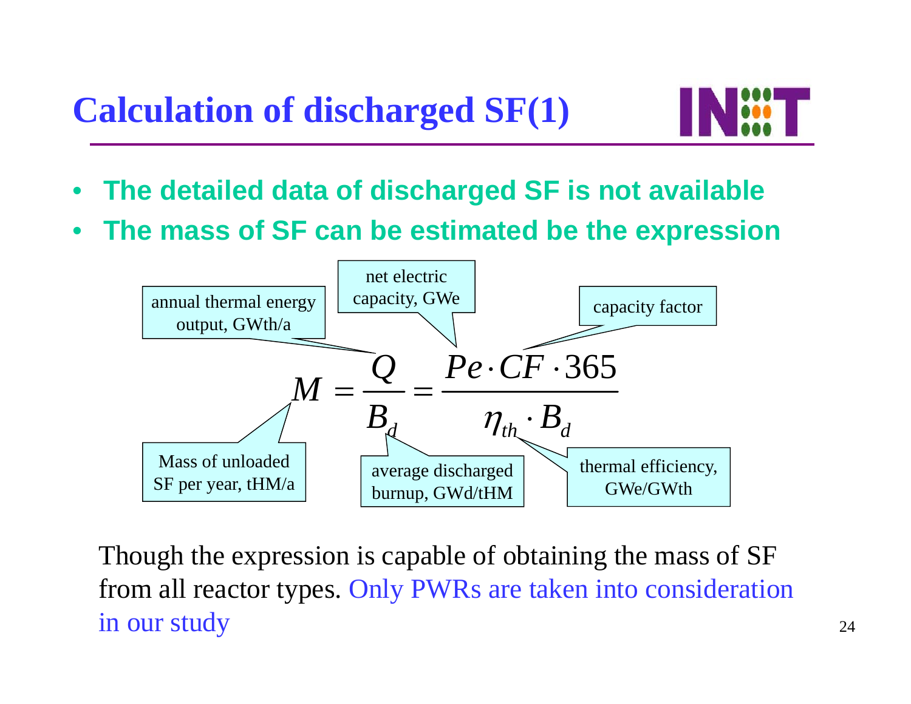# Calculation of discharged SF(1)

- **The detailed data of discharged SF is not available**
- **The mass of SF can be estimated be the expression**

$$M = \frac{Q}{B_d} = \frac{Pe \cdot CF \cdot 365}{\eta_{th} \cdot B_d}$$

- $M$: Mass of unloaded SF per year, tHM/a
- $Q$: annual thermal energy output, GWth/a
- $Pe$: net electric capacity, GWe
- $CF$: capacity factor
- $B_d$: average discharged burnup, GWd/tHM
- $\eta_{th}$: thermal efficiency, GWe/GWth

Though the expression is capable of obtaining the mass of SF from all reactor types. Only PWRs are taken into consideration in our study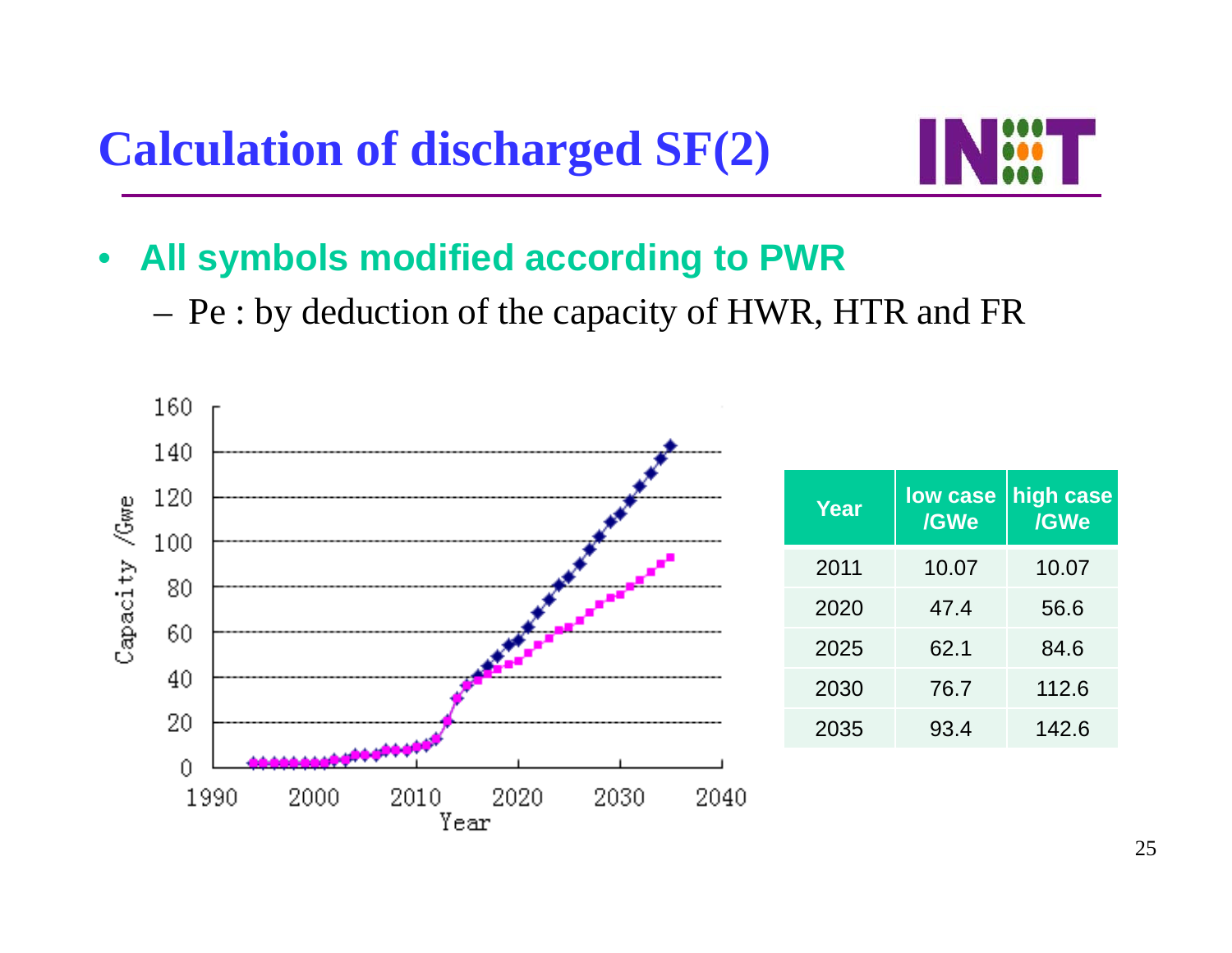# Calculation of discharged SF(2)

- **All symbols modified according to PWR**
  - Pe : by deduction of the capacity of HWR, HTR and FR

Capacity /Gwe

160
140
120
100
80
60
40
20
0

1990 2000 2010 2020 2030 2040

Year

| Year | low case /GWe | high case /GWe |
|---|---|---|
| 2011 | 10.07 | 10.07 |
| 2020 | 47.4 | 56.6 |
| 2025 | 62.1 | 84.6 |
| 2030 | 76.7 | 112.6 |
| 2035 | 93.4 | 142.6 |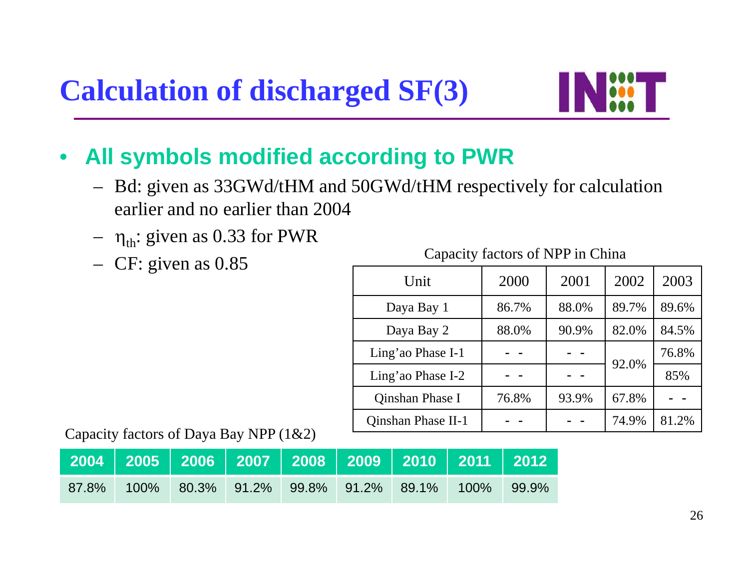# Calculation of discharged SF(3)

- **All symbols modified according to PWR**
  - Bd: given as 33GWd/tHM and 50GWd/tHM respectively for calculation earlier and no earlier than 2004
  - $\eta_{th}$: given as 0.33 for PWR
  - CF: given as 0.85

Capacity factors of NPP in China

| Unit | 2000 | 2001 | 2002 | 2003 |
|---|---|---|---|---|
| Daya Bay 1 | 86.7% | 88.0% | 89.7% | 89.6% |
| Daya Bay 2 | 88.0% | 90.9% | 82.0% | 84.5% |
| Ling'ao Phase I-1 | - - | - - | 92.0% | 76.8% |
| Ling'ao Phase I-2 | - - | - - | | 85% |
| Qinshan Phase I | 76.8% | 93.9% | 67.8% | - - |
| Qinshan Phase II-1 | - - | - - | 74.9% | 81.2% |

Capacity factors of Daya Bay NPP (1&2)

| 2004 | 2005 | 2006 | 2007 | 2008 | 2009 | 2010 | 2011 | 2012 |
|---|---|---|---|---|---|---|---|---|
| 87.8% | 100% | 80.3% | 91.2% | 99.8% | 91.2% | 89.1% | 100% | 99.9% |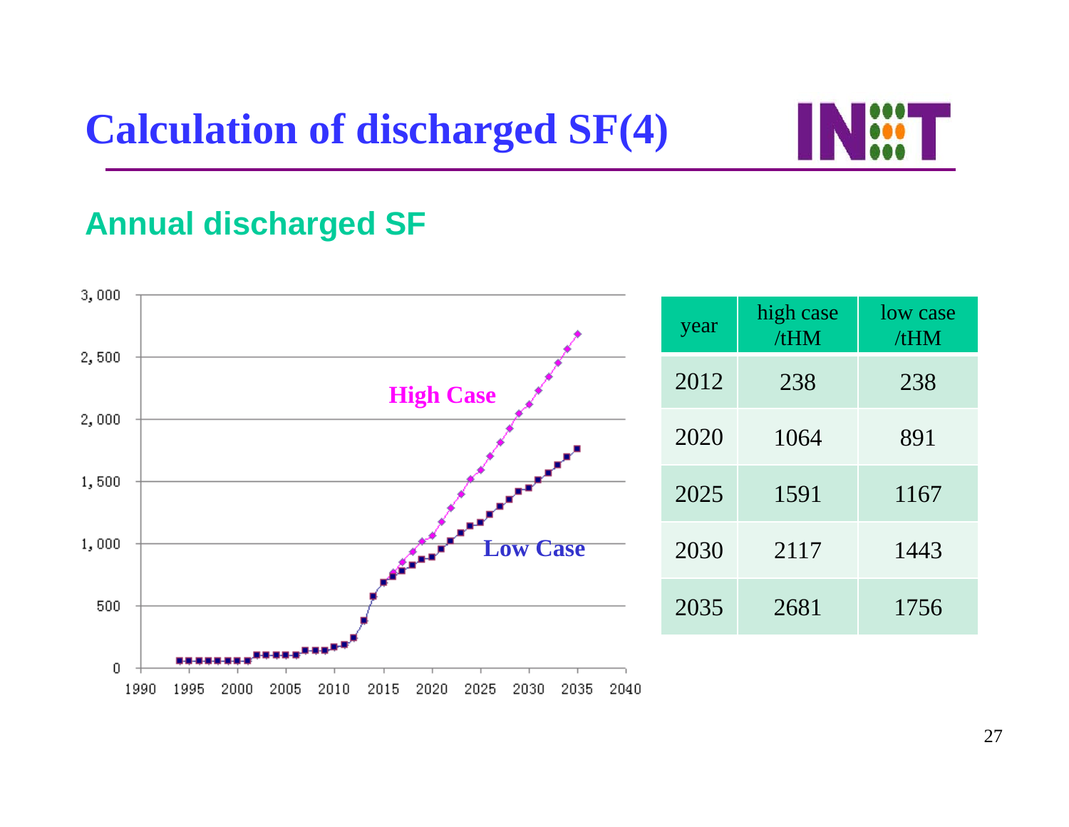# Calculation of discharged SF(4)

## Annual discharged SF

3,000
2,500
2,000
1,500
1,000
500
0

1990 1995 2000 2005 2010 2015 2020 2025 2030 2035 2040

High Case

Low Case

| year | high case /tHM | low case /tHM |
|---|---|---|
| 2012 | 238 | 238 |
| 2020 | 1064 | 891 |
| 2025 | 1591 | 1167 |
| 2030 | 2117 | 1443 |
| 2035 | 2681 | 1756 |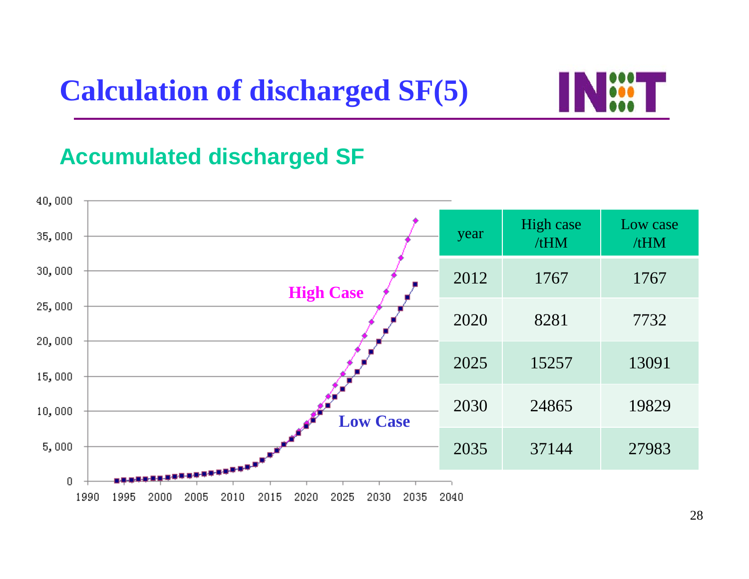# Calculation of discharged SF(5)

## Accumulated discharged SF

40,000
35,000
30,000
25,000
20,000
15,000
10,000
5,000
0

1990 1995 2000 2005 2010 2015 2020 2025 2030 2035 2040

High Case

Low Case

| year | High case /tHM | Low case /tHM |
|---|---|---|
| 2012 | 1767 | 1767 |
| 2020 | 8281 | 7732 |
| 2025 | 15257 | 13091 |
| 2030 | 24865 | 19829 |
| 2035 | 37144 | 27983 |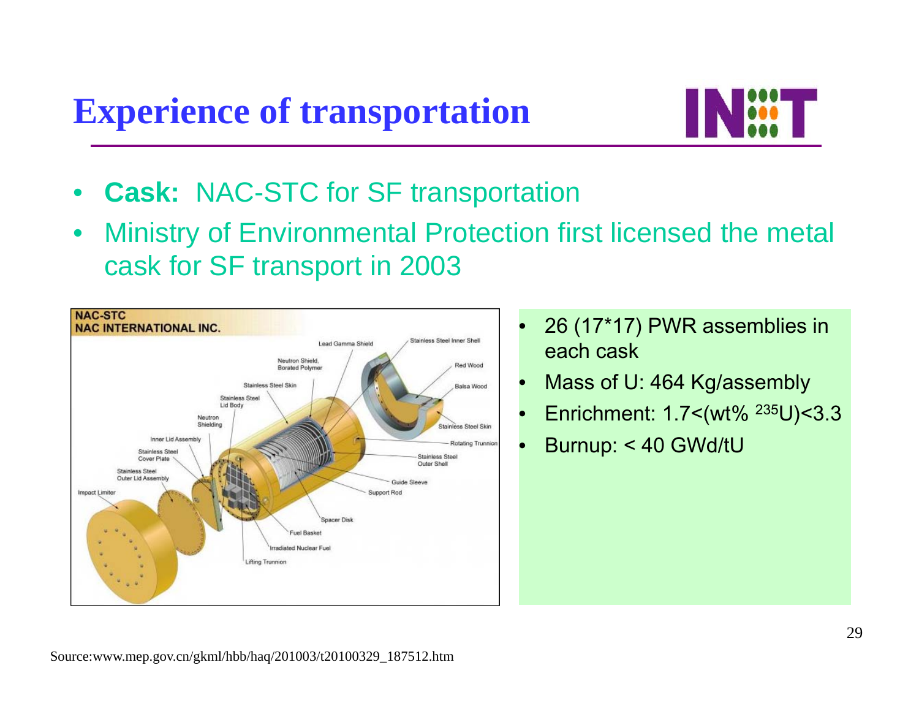# Experience of transportation

- **Cask:** NAC-STC for SF transportation
- Ministry of Environmental Protection first licensed the metal cask for SF transport in 2003

NAC-STC
NAC INTERNATIONAL INC.

Lead Gamma Shield
Stainless Steel Inner Shell
Neutron Shield, Borated Polymer
Red Wood
Stainless Steel Skin
Balsa Wood
Stainless Steel Lid Body
Neutron Shielding
Stainless Steel Skin
Inner Lid Assembly
Rotating Trunnion
Stainless Steel Cover Plate
Stainless Steel Outer Shell
Stainless Steel Outer Lid Assembly
Guide Sleeve
Impact Limiter
Support Rod
Spacer Disk
Fuel Basket
Irradiated Nuclear Fuel
Lifting Trunnion

- 26 (17*17) PWR assemblies in each cask
- Mass of U: 464 Kg/assembly
- Enrichment: 1.7<(wt% $^{235}$U)<3.3
- Burnup: < 40 GWd/tU

Source:www.mep.gov.cn/gkml/hbb/haq/201003/t20100329_187512.htm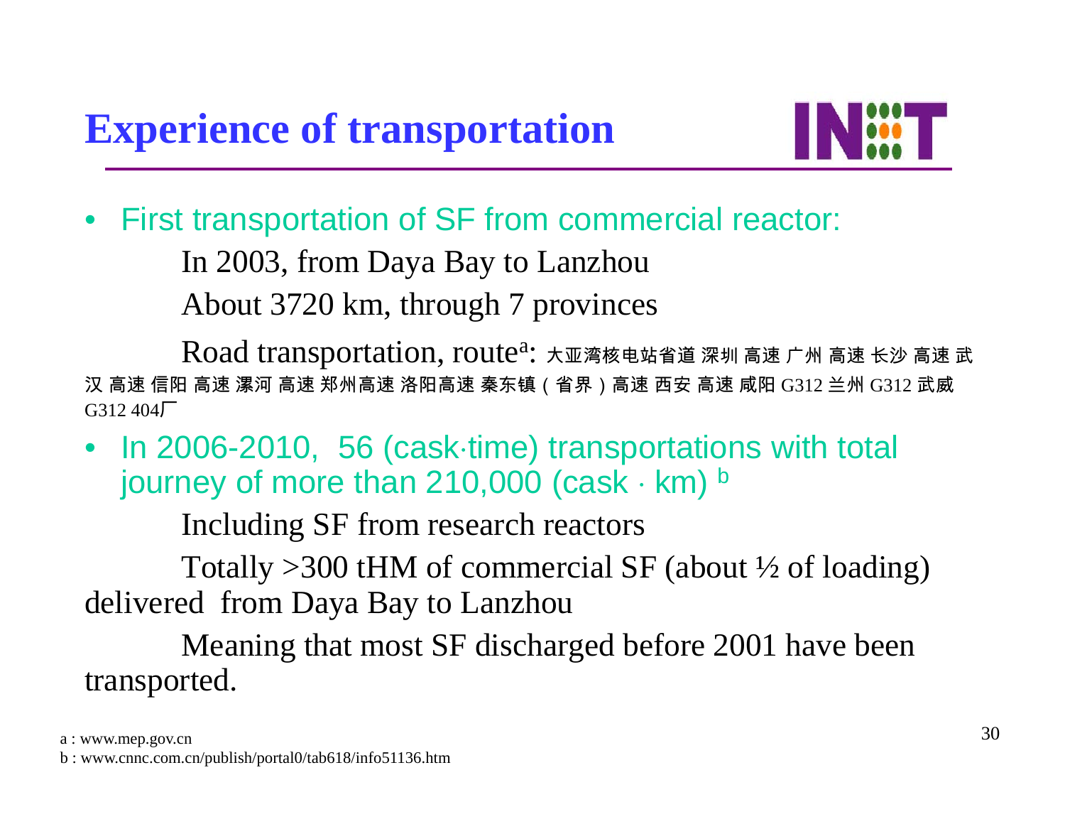# Experience of transportation

- First transportation of SF from commercial reactor:

  In 2003, from Daya Bay to Lanzhou

  About 3720 km, through 7 provinces

  Road transportation, route[a]: 大亚湾核电站省道 深圳 高速 广州 高速 长沙 高速 武汉 高速 信阳 高速 漯河 高速 郑州高速 洛阳高速 秦东镇（省界）高速 西安 高速 咸阳 G312 兰州 G312 武威 G312 404厂

- In 2006-2010, 56 (cask·time) transportations with total journey of more than 210,000 (cask · km) [b]

  Including SF from research reactors

  Totally >300 tHM of commercial SF (about ½ of loading) delivered from Daya Bay to Lanzhou

  Meaning that most SF discharged before 2001 have been transported.

a : www.mep.gov.cn

b : www.cnnc.com.cn/publish/portal0/tab618/info51136.htm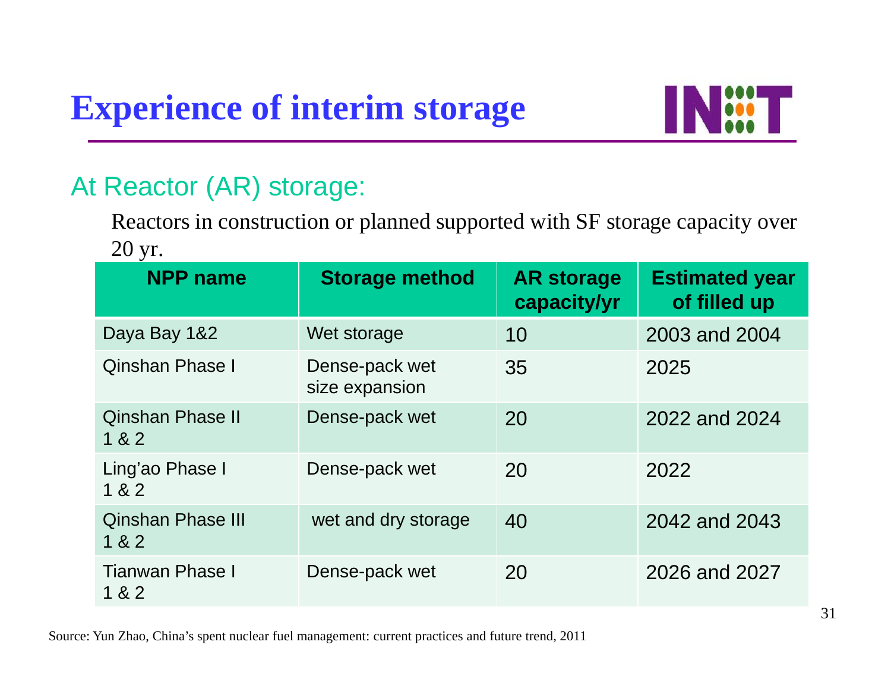# Experience of interim storage

## At Reactor (AR) storage:

Reactors in construction or planned supported with SF storage capacity over 20 yr.

| NPP name | Storage method | AR storage capacity/yr | Estimated year of filled up |
|---|---|---|---|
| Daya Bay 1&2 | Wet storage | 10 | 2003 and 2004 |
| Qinshan Phase I | Dense-pack wet size expansion | 35 | 2025 |
| Qinshan Phase II 1 & 2 | Dense-pack wet | 20 | 2022 and 2024 |
| Ling'ao Phase I 1 & 2 | Dense-pack wet | 20 | 2022 |
| Qinshan Phase III 1 & 2 | wet and dry storage | 40 | 2042 and 2043 |
| Tianwan Phase I 1 & 2 | Dense-pack wet | 20 | 2026 and 2027 |

Source: Yun Zhao, China's spent nuclear fuel management: current practices and future trend, 2011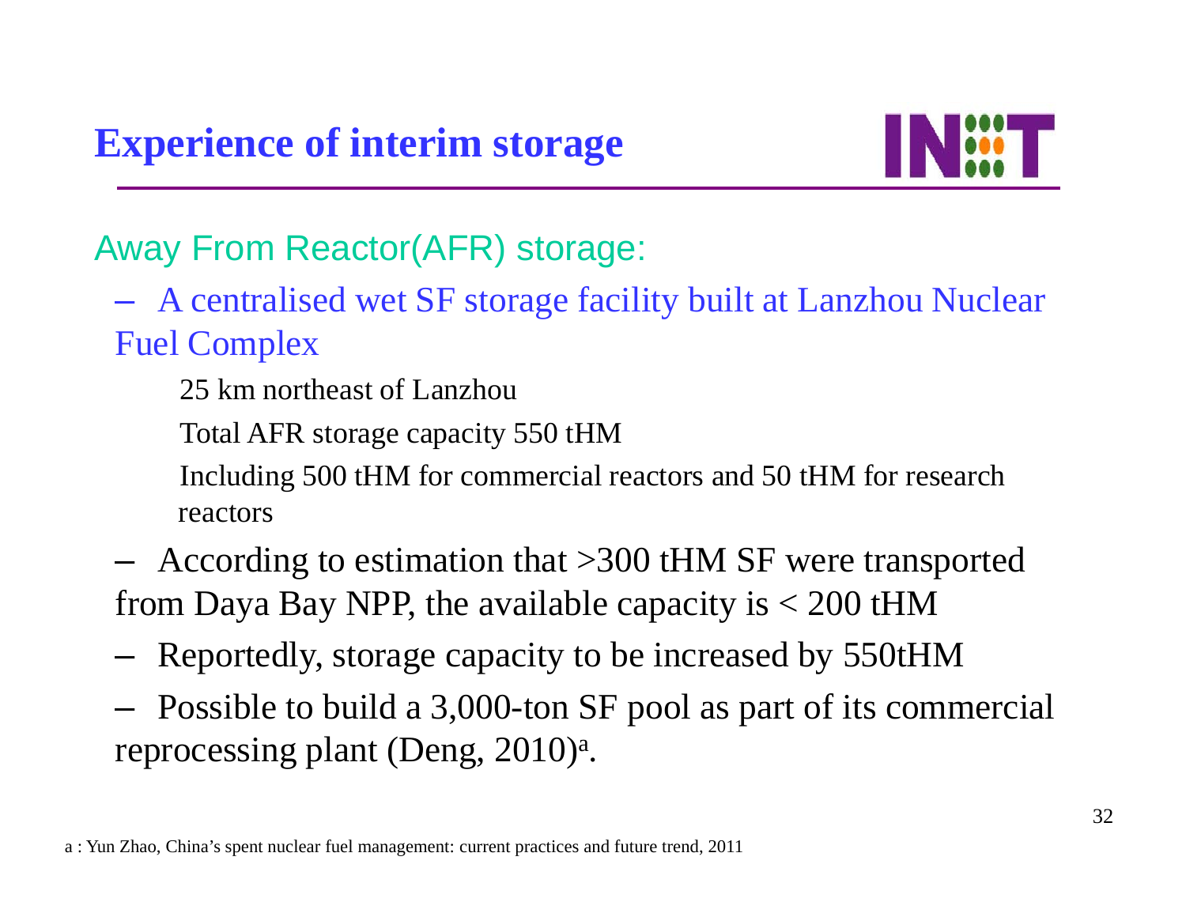# Experience of interim storage

## Away From Reactor(AFR) storage:

- A centralised wet SF storage facility built at Lanzhou Nuclear Fuel Complex
  - 25 km northeast of Lanzhou
  - Total AFR storage capacity 550 tHM
  - Including 500 tHM for commercial reactors and 50 tHM for research reactors
- According to estimation that >300 tHM SF were transported from Daya Bay NPP, the available capacity is < 200 tHM
- Reportedly, storage capacity to be increased by 550tHM
- Possible to build a 3,000-ton SF pool as part of its commercial reprocessing plant (Deng, 2010)[a].

a : Yun Zhao, China's spent nuclear fuel management: current practices and future trend, 2011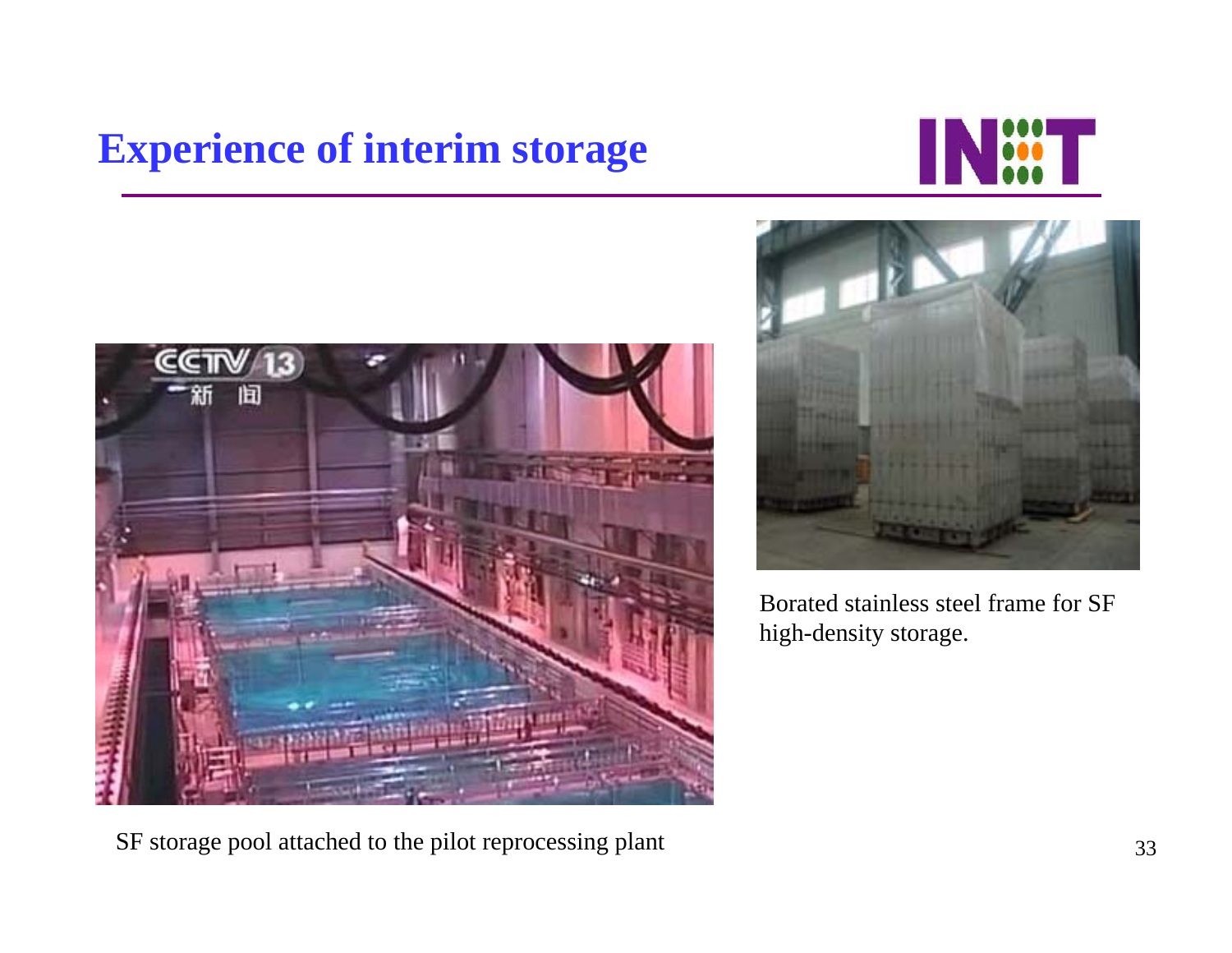# Experience of interim storage

Borated stainless steel frame for SF high-density storage.

SF storage pool attached to the pilot reprocessing plant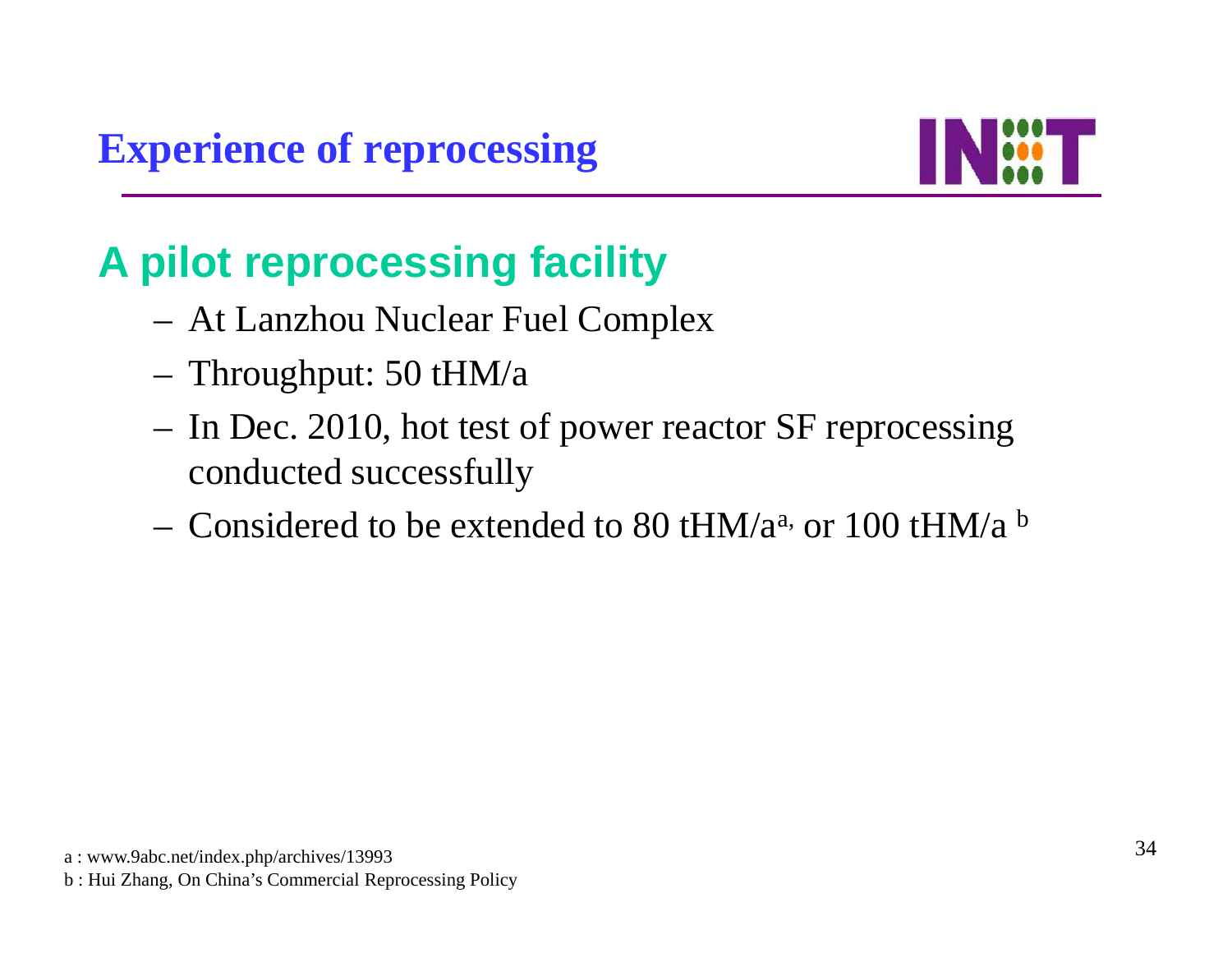# Experience of reprocessing

## A pilot reprocessing facility

- At Lanzhou Nuclear Fuel Complex
- Throughput: 50 tHM/a
- In Dec. 2010, hot test of power reactor SF reprocessing conducted successfully
- Considered to be extended to 80 tHM/a[a], or 100 tHM/a [b]

a : www.9abc.net/index.php/archives/13993
b : Hui Zhang, On China's Commercial Reprocessing Policy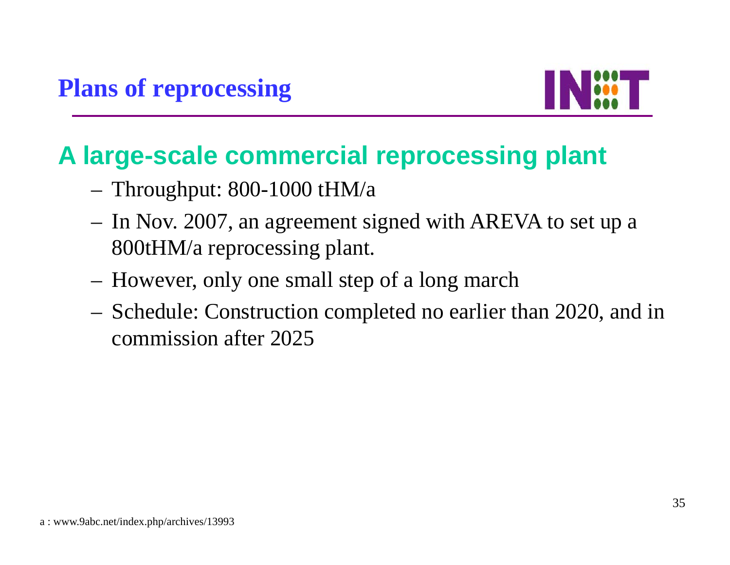# Plans of reprocessing

## A large-scale commercial reprocessing plant

- Throughput: 800-1000 tHM/a
- In Nov. 2007, an agreement signed with AREVA to set up a 800tHM/a reprocessing plant.
- However, only one small step of a long march
- Schedule: Construction completed no earlier than 2020, and in commission after 2025

a : www.9abc.net/index.php/archives/13993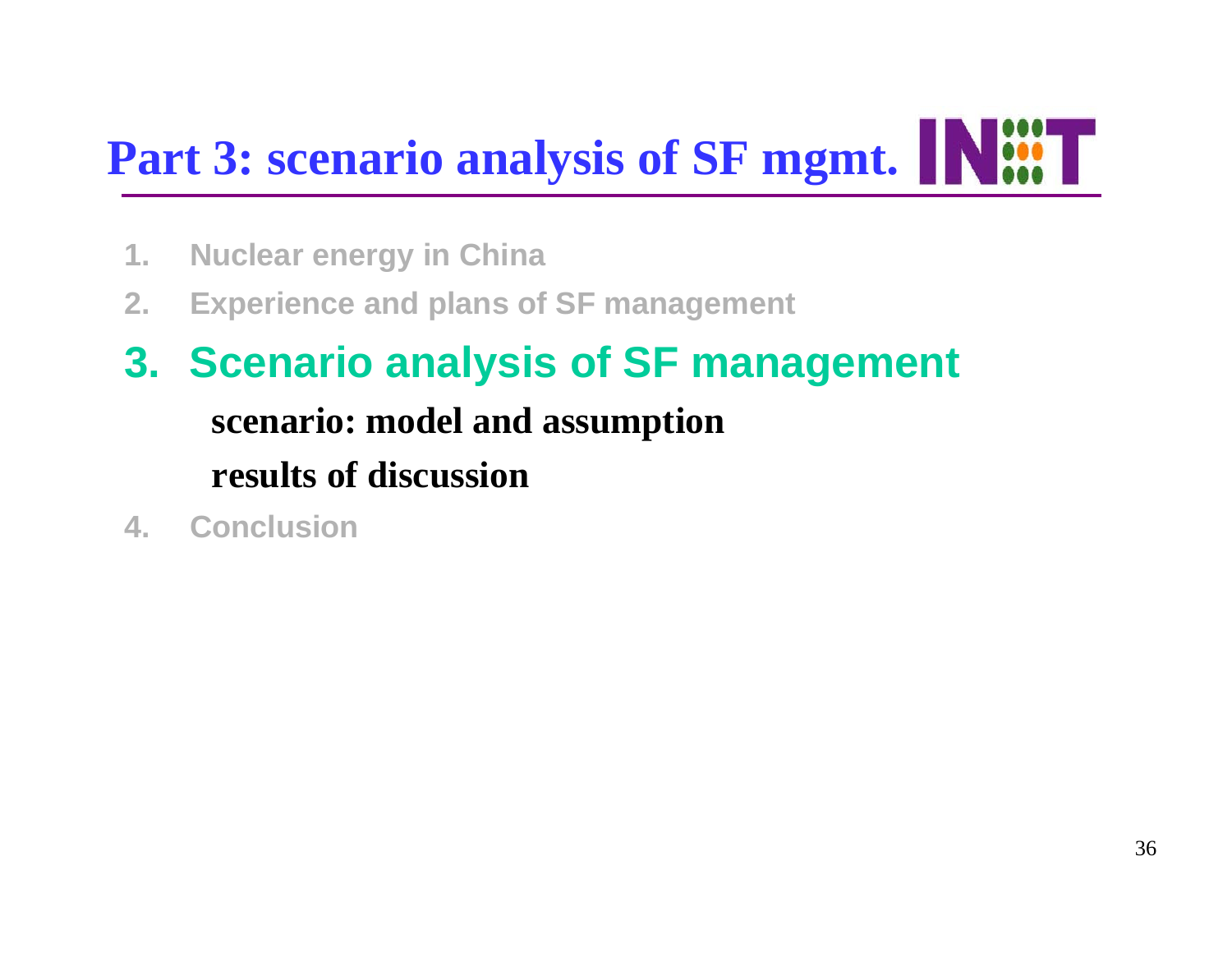# Part 3: scenario analysis of SF mgmt.

1. Nuclear energy in China
2. Experience and plans of SF management
3. **Scenario analysis of SF management**
   - **scenario: model and assumption**
   - **results of discussion**
4. Conclusion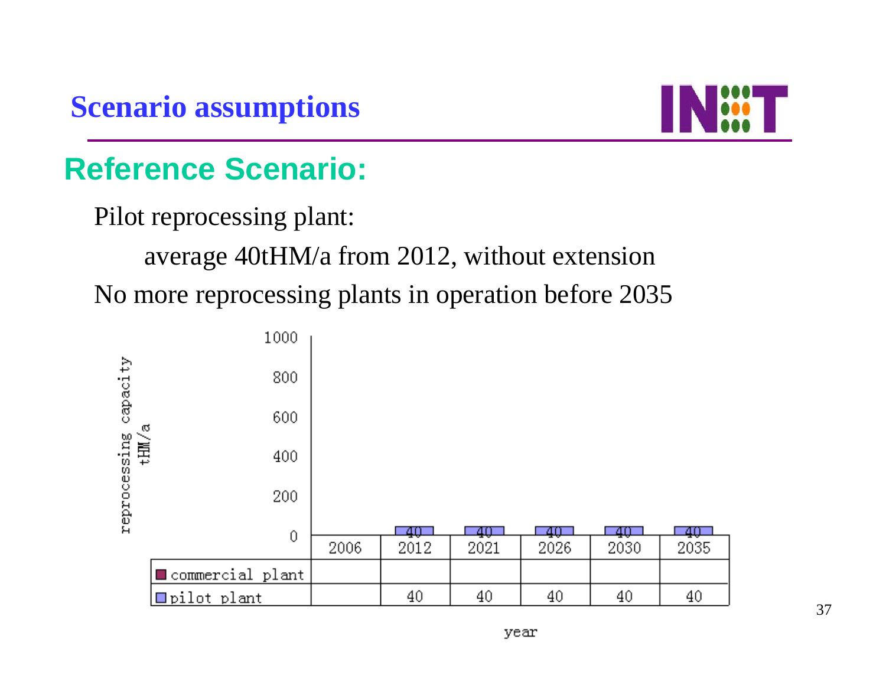# Scenario assumptions

## Reference Scenario:

Pilot reprocessing plant:

average 40tHM/a from 2012, without extension

No more reprocessing plants in operation before 2035

reprocessing capacity tHM/a

1000
800
600
400
200
0

40 40 40 40 40

2006 2012 2021 2026 2030 2035

commercial plant

pilot plant 40 40 40 40 40

year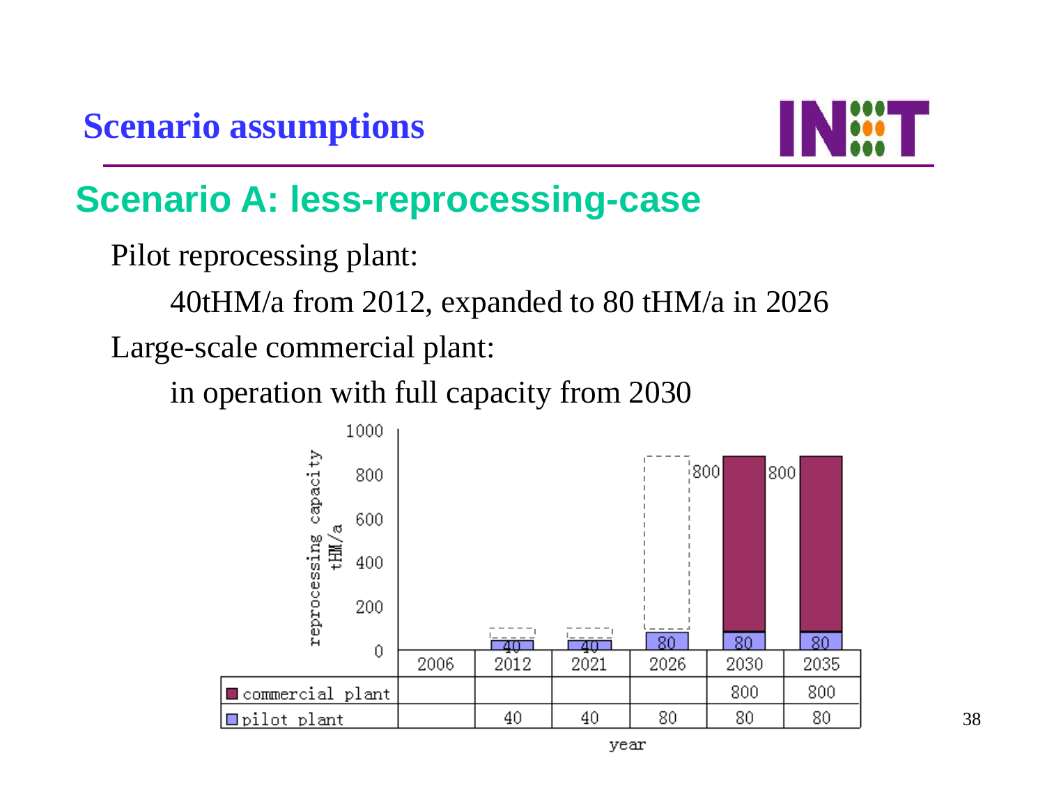# Scenario assumptions

## Scenario A: less-reprocessing-case

Pilot reprocessing plant:

40tHM/a from 2012, expanded to 80 tHM/a in 2026

Large-scale commercial plant:

in operation with full capacity from 2030

| year | 2006 | 2012 | 2021 | 2026 | 2030 | 2035 |
|---|---|---|---|---|---|---|
| commercial plant | | | | | 800 | 800 |
| pilot plant | | 40 | 40 | 80 | 80 | 80 |

reprocessing capacity tHM/a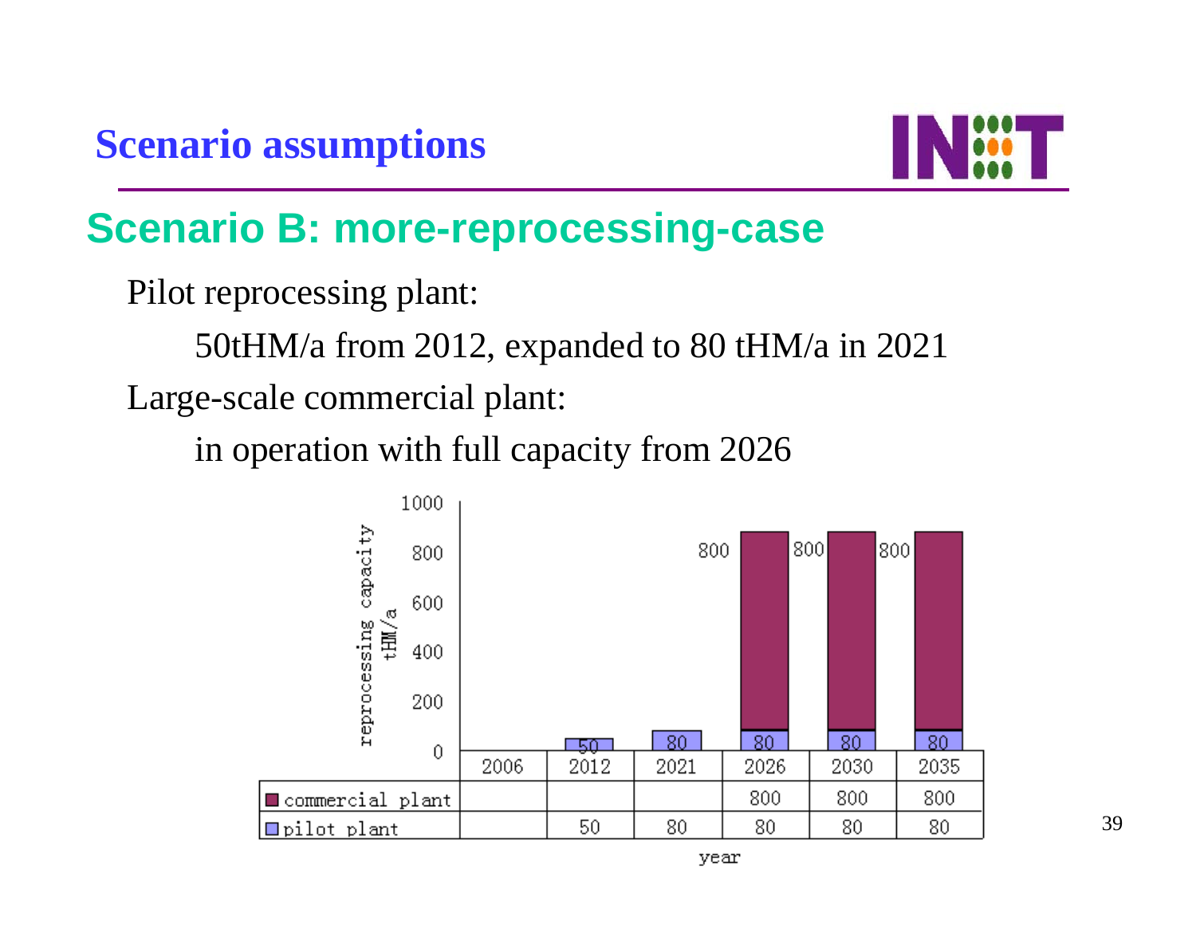# Scenario assumptions

## Scenario B: more-reprocessing-case

Pilot reprocessing plant:

50tHM/a from 2012, expanded to 80 tHM/a in 2021

Large-scale commercial plant:

in operation with full capacity from 2026

reprocessing capacity tHM/a

1000
800
600
400
200
0

800
800
800
50
80
80
80
80

| | 2006 | 2012 | 2021 | 2026 | 2030 | 2035 |
|---|---|---|---|---|---|---|
| commercial plant | | | | 800 | 800 | 800 |
| pilot plant | | 50 | 80 | 80 | 80 | 80 |

year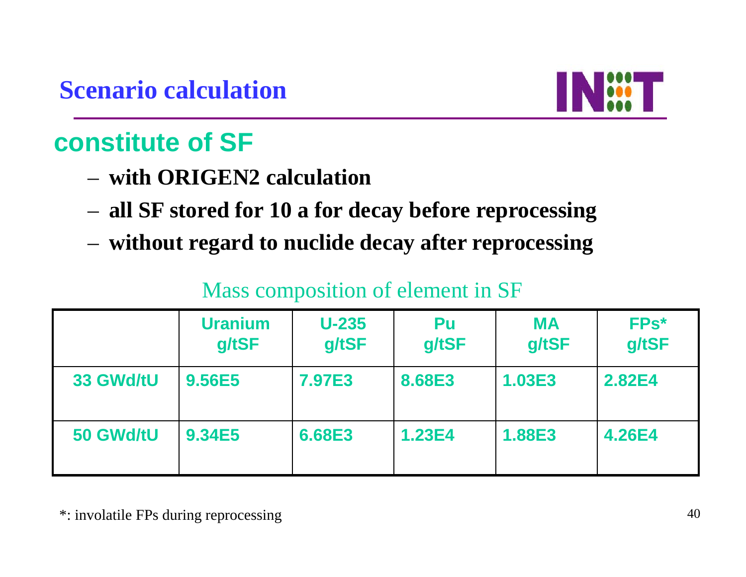# Scenario calculation

## constitute of SF

- **with ORIGEN2 calculation**
- **all SF stored for 10 a for decay before reprocessing**
- **without regard to nuclide decay after reprocessing**

Mass composition of element in SF

| | Uranium g/tSF | U-235 g/tSF | Pu g/tSF | MA g/tSF | FPs* g/tSF |
|---|---|---|---|---|---|
| 33 GWd/tU | 9.56E5 | 7.97E3 | 8.68E3 | 1.03E3 | 2.82E4 |
| 50 GWd/tU | 9.34E5 | 6.68E3 | 1.23E4 | 1.88E3 | 4.26E4 |

*: involatile FPs during reprocessing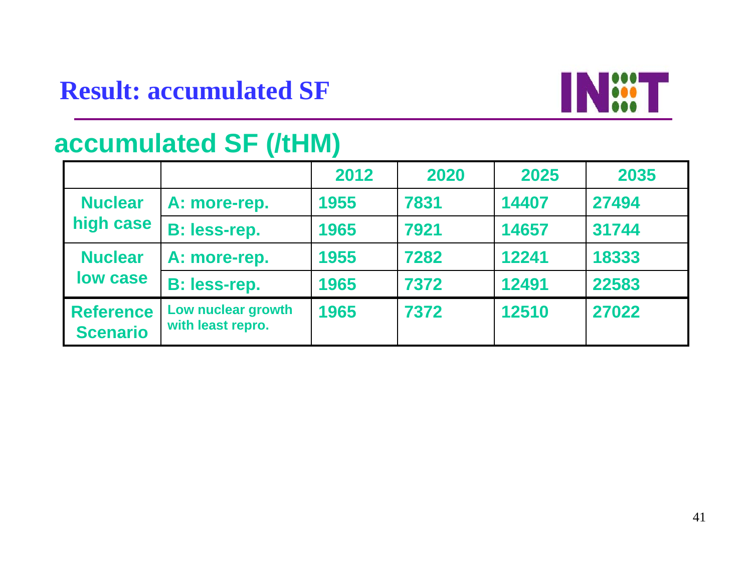# Result: accumulated SF

## accumulated SF (/tHM)

| | | 2012 | 2020 | 2025 | 2035 |
|---|---|---|---|---|---|
| Nuclear high case | A: more-rep. | 1955 | 7831 | 14407 | 27494 |
| | B: less-rep. | 1965 | 7921 | 14657 | 31744 |
| Nuclear low case | A: more-rep. | 1955 | 7282 | 12241 | 18333 |
| | B: less-rep. | 1965 | 7372 | 12491 | 22583 |
| Reference Scenario | Low nuclear growth with least repro. | 1965 | 7372 | 12510 | 27022 |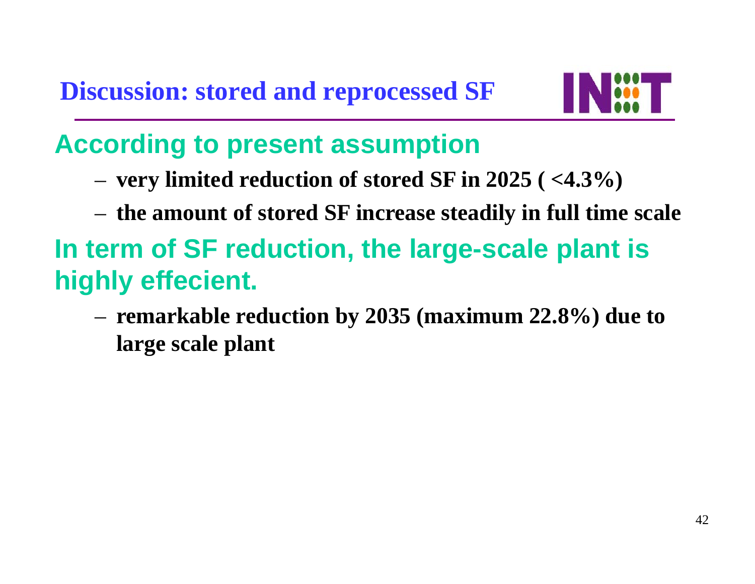# Discussion: stored and reprocessed SF

## According to present assumption

- **very limited reduction of stored SF in 2025 ( <4.3%)**
- **the amount of stored SF increase steadily in full time scale**

## In term of SF reduction, the large-scale plant is highly effecient.

- **remarkable reduction by 2035 (maximum 22.8%) due to large scale plant**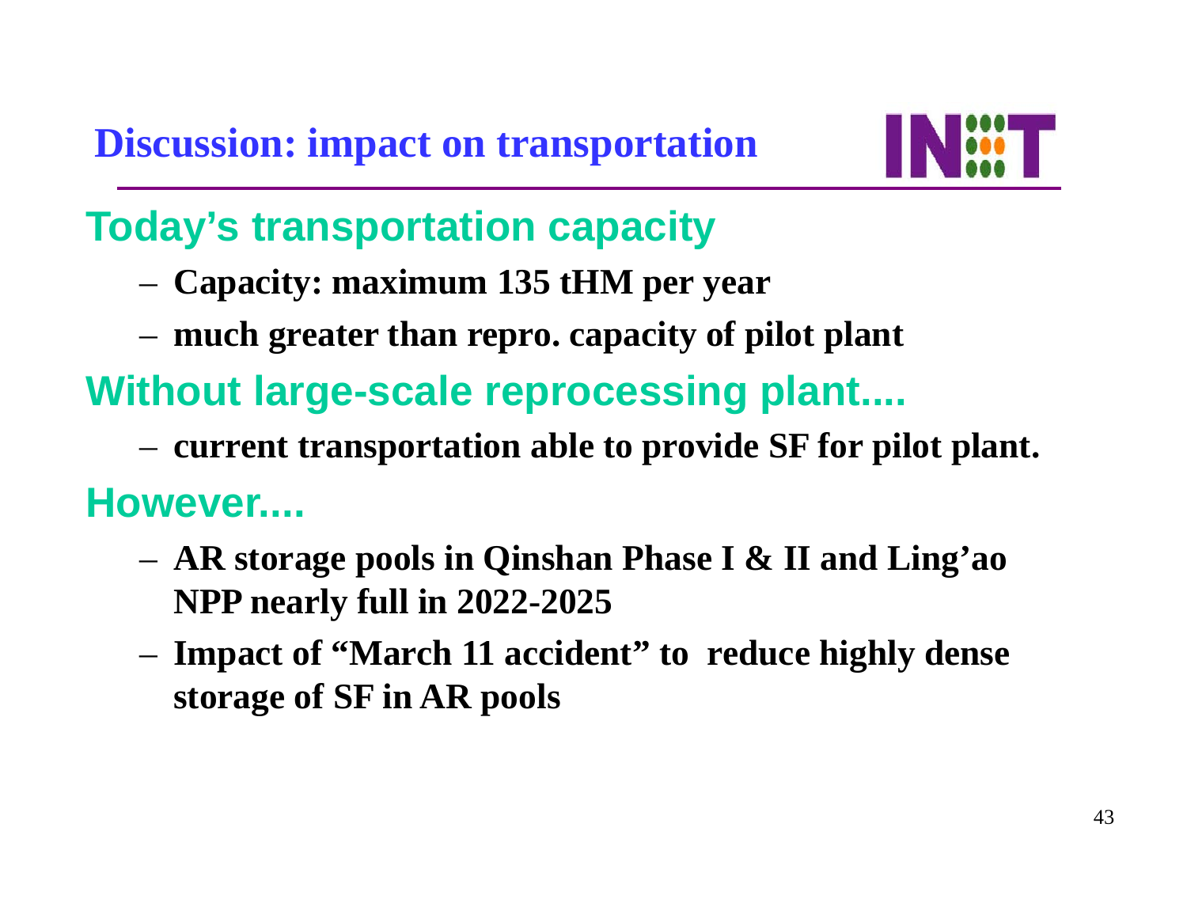# Discussion: impact on transportation

## Today's transportation capacity

- **Capacity: maximum 135 tHM per year**
- **much greater than repro. capacity of pilot plant**

## Without large-scale reprocessing plant....

- **current transportation able to provide SF for pilot plant.**

## However....

- **AR storage pools in Qinshan Phase I & II and Ling'ao NPP nearly full in 2022-2025**
- **Impact of "March 11 accident" to reduce highly dense storage of SF in AR pools**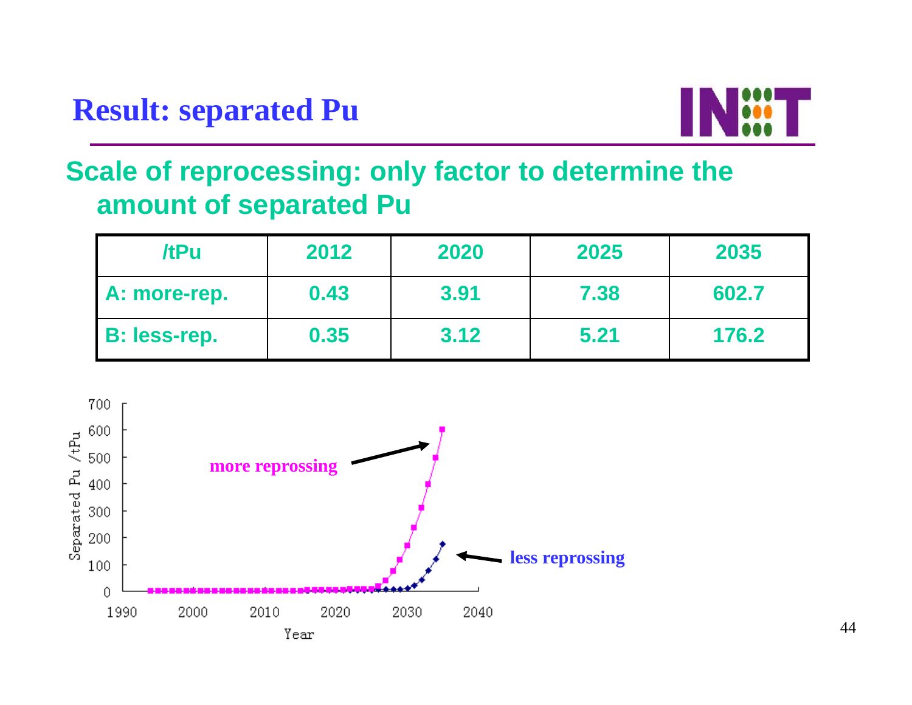# Result: separated Pu

## Scale of reprocessing: only factor to determine the amount of separated Pu

| /tPu | 2012 | 2020 | 2025 | 2035 |
|---|---|---|---|---|
| A: more-rep. | 0.43 | 3.91 | 7.38 | 602.7 |
| B: less-rep. | 0.35 | 3.12 | 5.21 | 176.2 |

Separated Pu /tPu

700
600
500
400
300
200
100
0

1990
2000
2010
2020
2030
2040

Year

more reprossing

less reprossing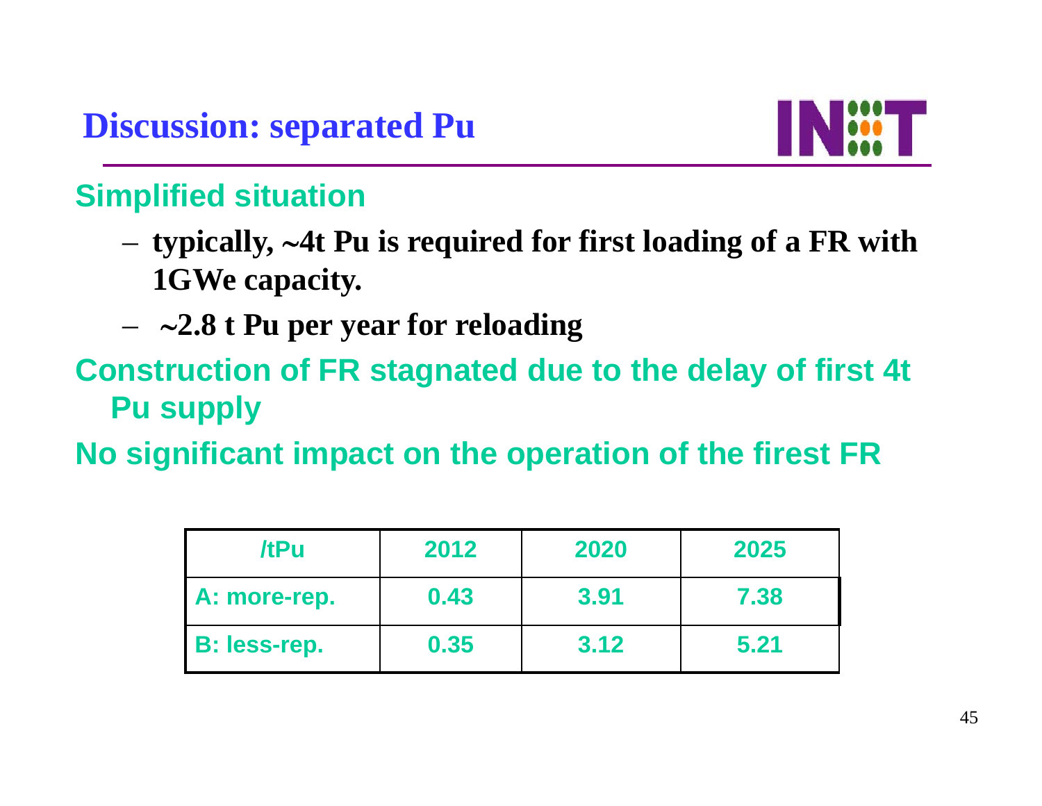# Discussion: separated Pu

## Simplified situation

- typically, ~4t Pu is required for first loading of a FR with 1GWe capacity.
- ~2.8 t Pu per year for reloading

**Construction of FR stagnated due to the delay of first 4t Pu supply**

**No significant impact on the operation of the firest FR**

| /tPu | 2012 | 2020 | 2025 |
|---|---|---|---|
| A: more-rep. | 0.43 | 3.91 | 7.38 |
| B: less-rep. | 0.35 | 3.12 | 5.21 |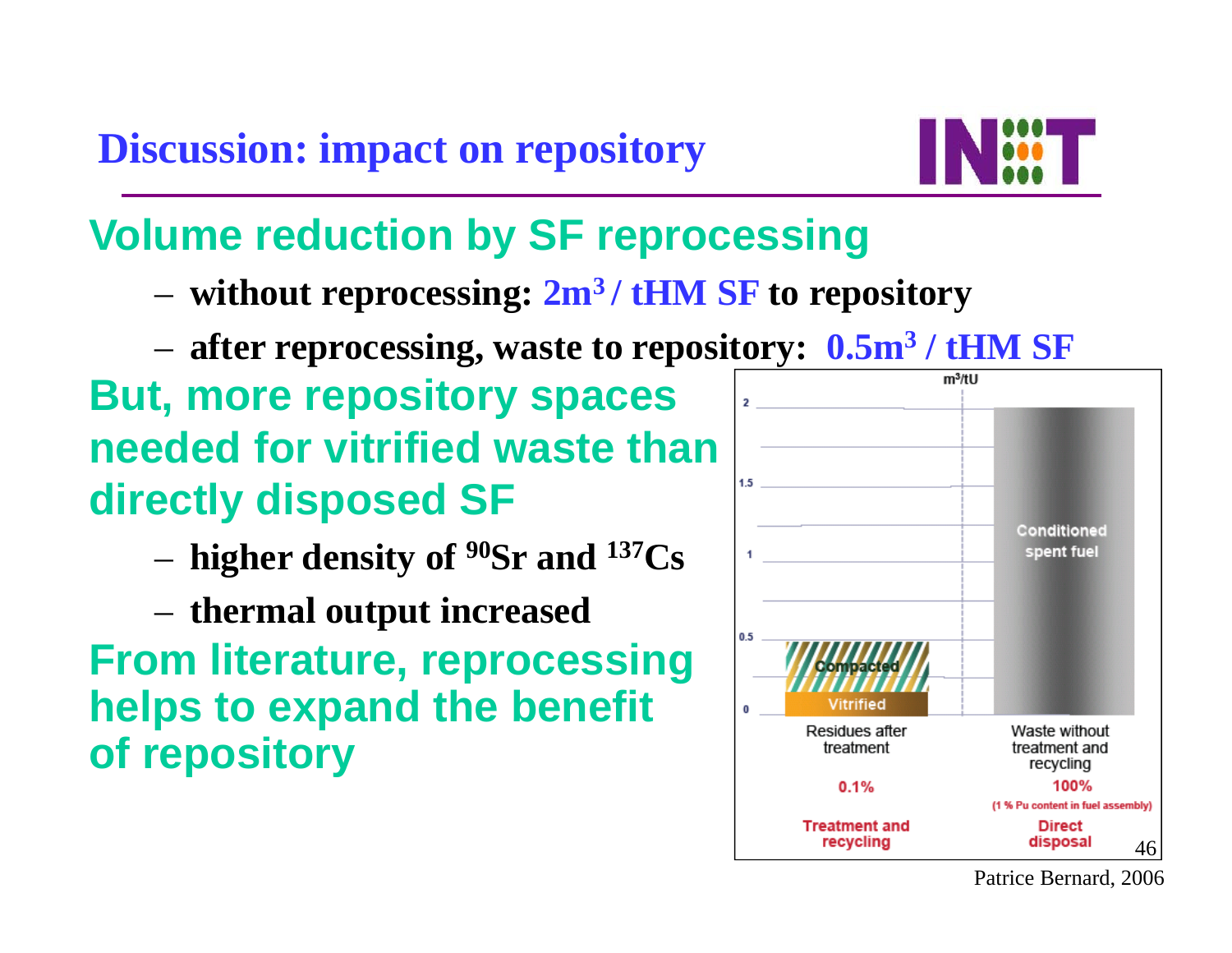# Discussion: impact on repository

## Volume reduction by SF reprocessing

- **without reprocessing: 2m$^3$ / tHM SF to repository**
- **after reprocessing, waste to repository: 0.5m$^3$ / tHM SF**

## But, more repository spaces needed for vitrified waste than directly disposed SF

- **higher density of $^{90}$Sr and $^{137}$Cs**
- **thermal output increased**

## From literature, reprocessing helps to expand the benefit of repository

m$^3$/tU

2

1.5

1

0.5

0

Compacted

Vitrified

Conditioned spent fuel

Residues after treatment

0.1%

Treatment and recycling

Waste without treatment and recycling

100%

(1 % Pu content in fuel assembly)

Direct disposal

Patrice Bernard, 2006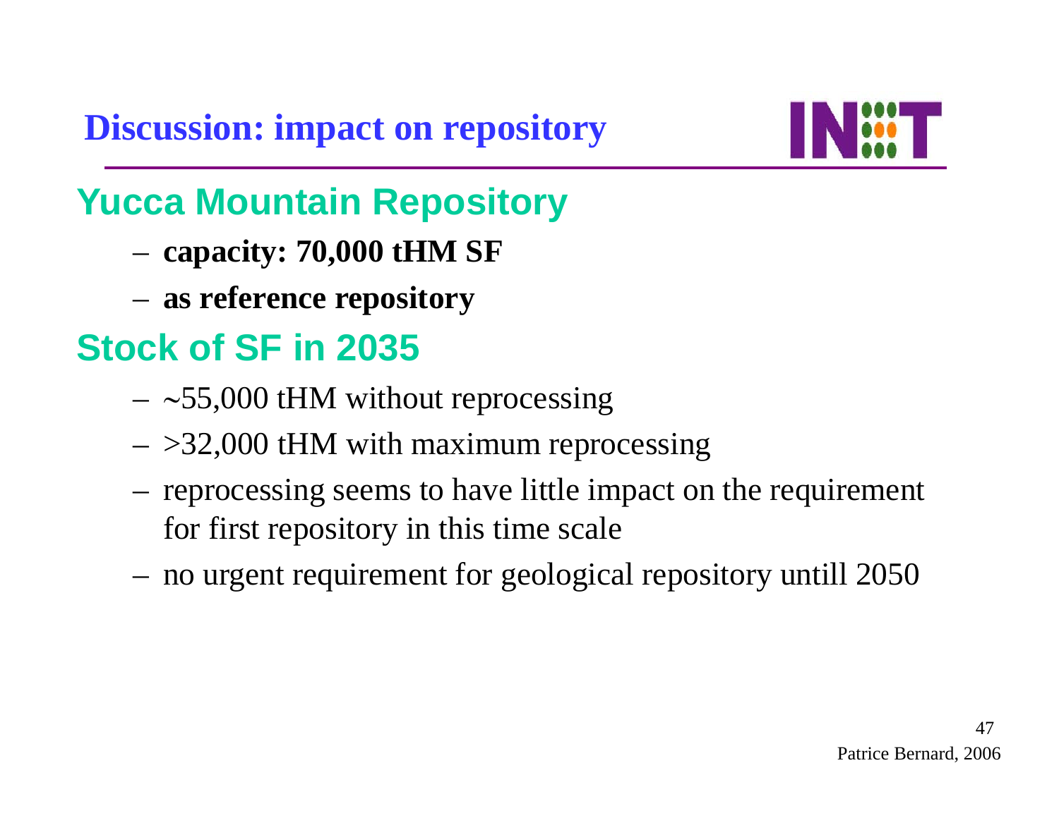# Discussion: impact on repository

## Yucca Mountain Repository

- **capacity: 70,000 tHM SF**
- **as reference repository**

## Stock of SF in 2035

- ~55,000 tHM without reprocessing
- >32,000 tHM with maximum reprocessing
- reprocessing seems to have little impact on the requirement for first repository in this time scale
- no urgent requirement for geological repository untill 2050

Patrice Bernard, 2006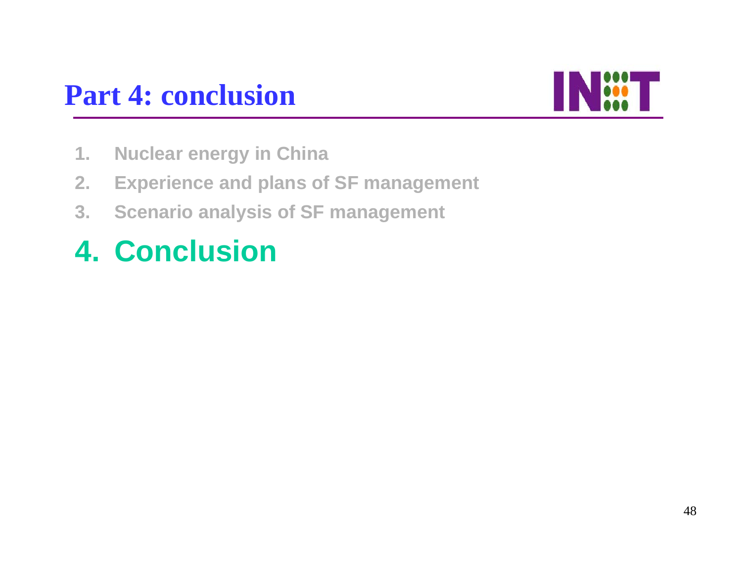# Part 4: conclusion

1. Nuclear energy in China
2. Experience and plans of SF management
3. Scenario analysis of SF management

## 4. Conclusion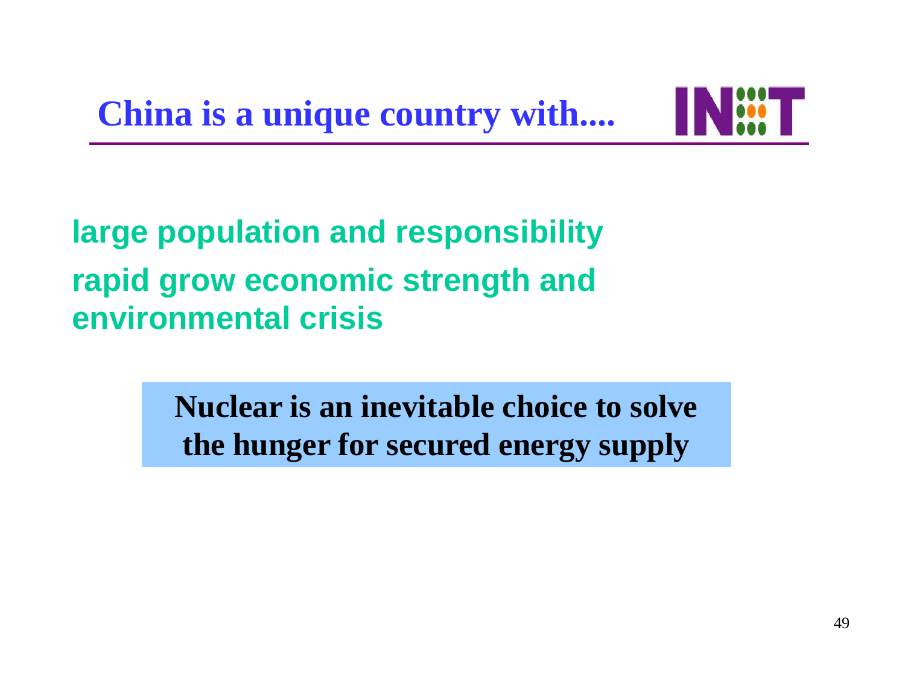# China is a unique country with....

**large population and responsibility**

**rapid grow economic strength and environmental crisis**

**Nuclear is an inevitable choice to solve the hunger for secured energy supply**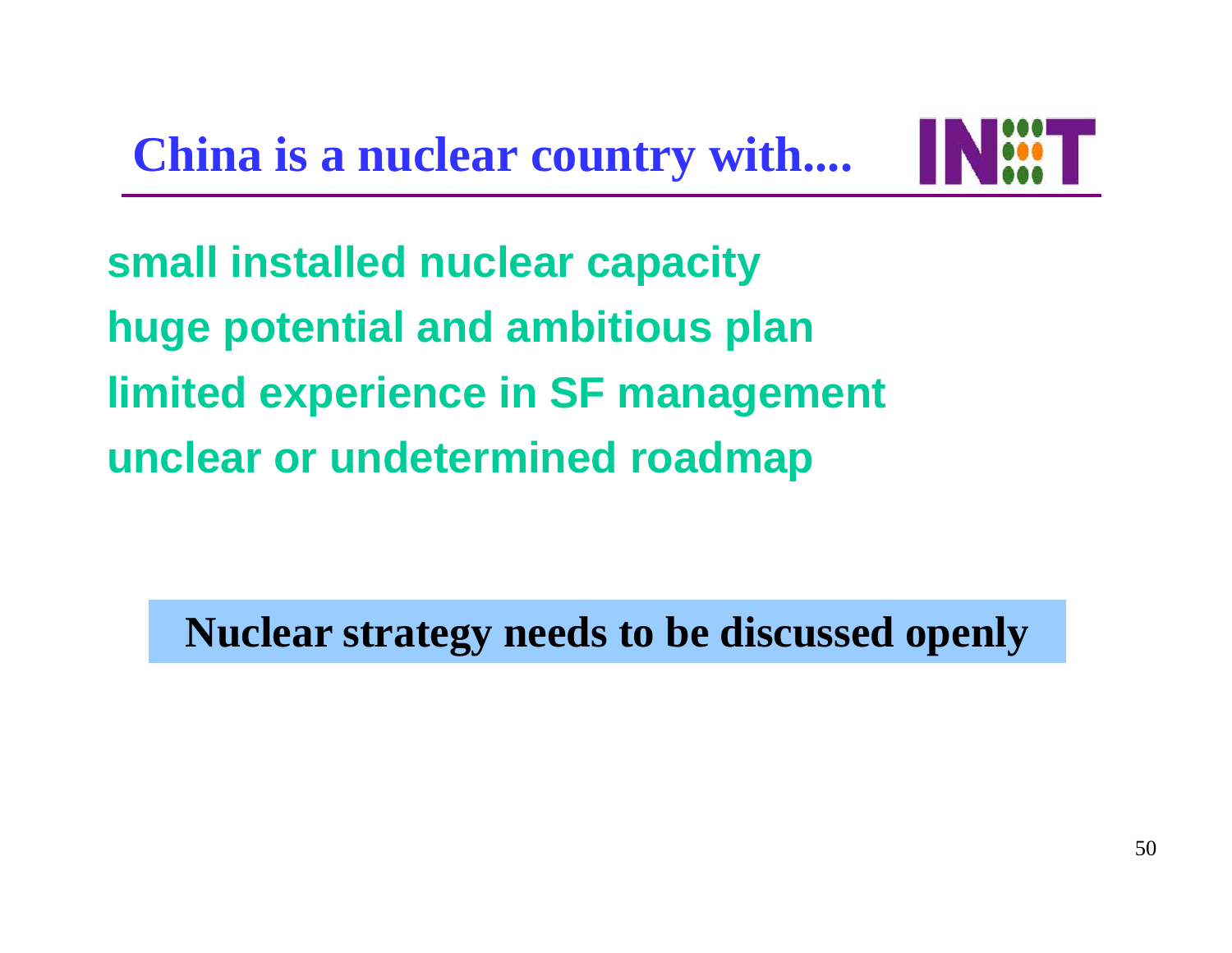# China is a nuclear country with....

**small installed nuclear capacity**

**huge potential and ambitious plan**

**limited experience in SF management**

**unclear or undetermined roadmap**

**Nuclear strategy needs to be discussed openly**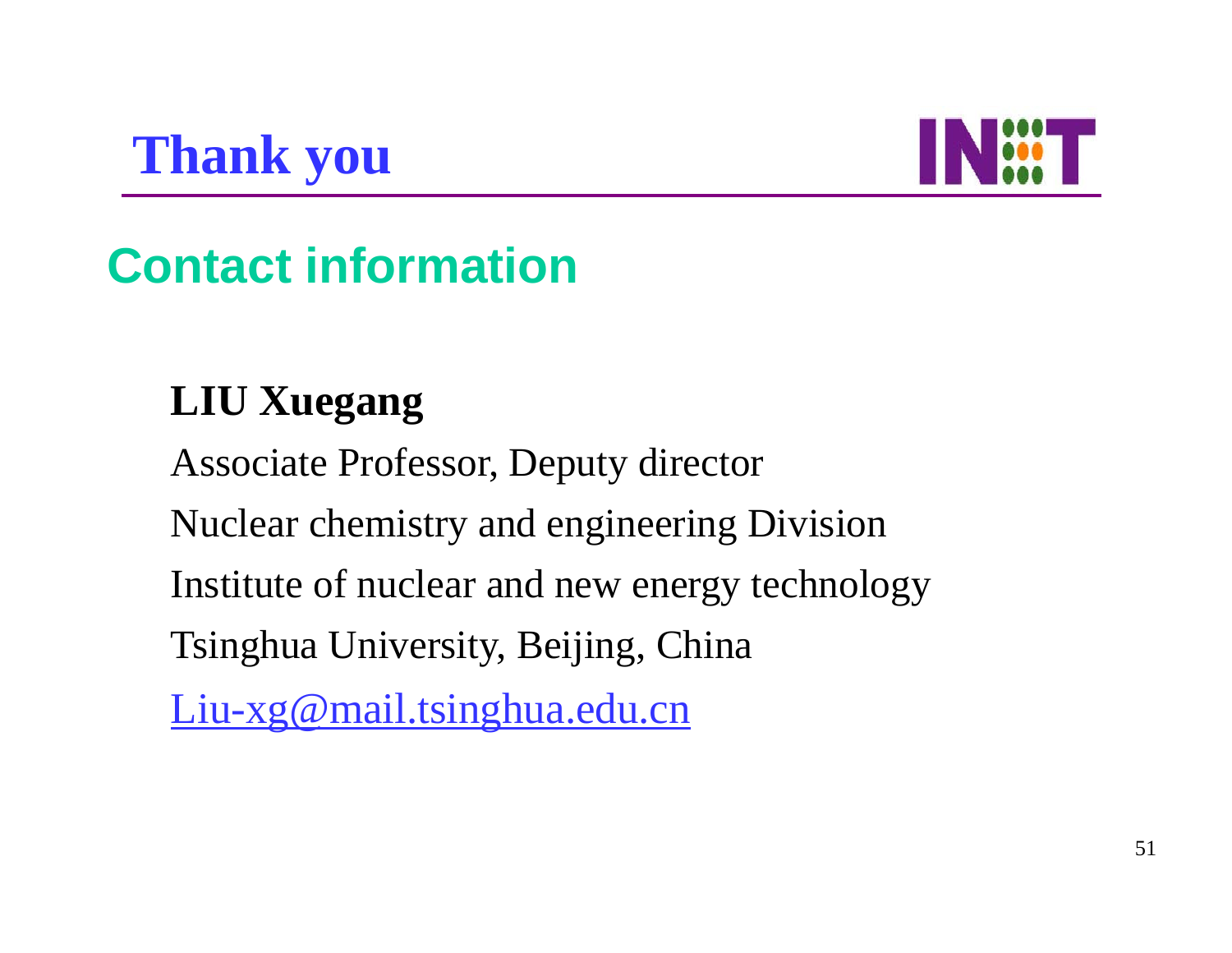# Thank you

## Contact information

**LIU Xuegang**

Associate Professor, Deputy director

Nuclear chemistry and engineering Division

Institute of nuclear and new energy technology

Tsinghua University, Beijing, China

Liu-xg@mail.tsinghua.edu.cn